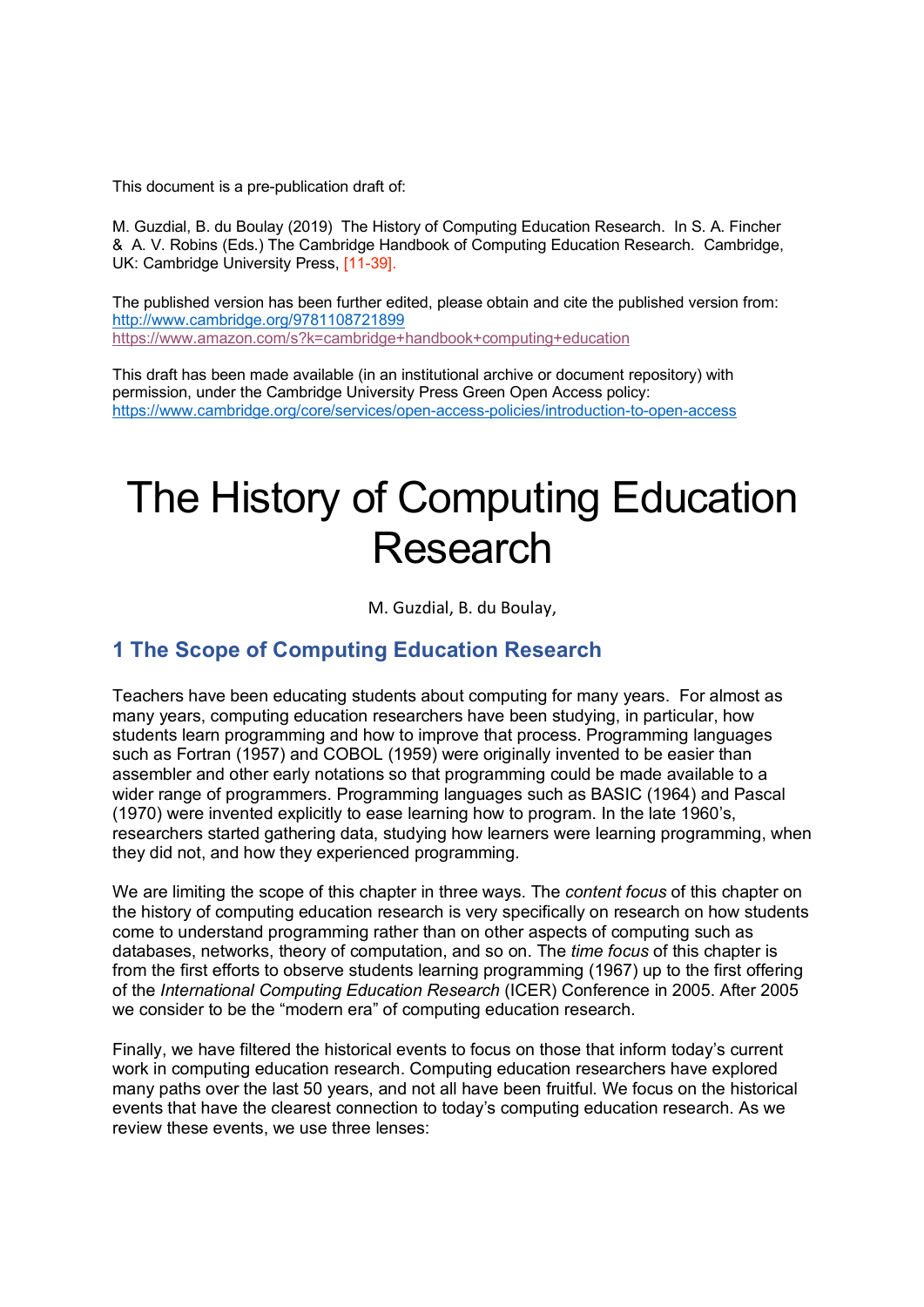This document is a pre-publication draft of:

M. Guzdial, B. du Boulay (2019) The History of Computing Education Research. In S. A. Fincher & A. V. Robins (Eds.) The Cambridge Handbook of Computing Education Research. Cambridge, UK: Cambridge University Press, [11-39].

The published version has been further edited, please obtain and cite the published version from:
http://www.cambridge.org/9781108721899
https://www.amazon.com/s?k=cambridge+handbook+computing+education

This draft has been made available (in an institutional archive or document repository) with permission, under the Cambridge University Press Green Open Access policy:
https://www.cambridge.org/core/services/open-access-policies/introduction-to-open-access

# The History of Computing Education Research

M. Guzdial, B. du Boulay,

## 1 The Scope of Computing Education Research

Teachers have been educating students about computing for many years. For almost as many years, computing education researchers have been studying, in particular, how students learn programming and how to improve that process. Programming languages such as Fortran (1957) and COBOL (1959) were originally invented to be easier than assembler and other early notations so that programming could be made available to a wider range of programmers. Programming languages such as BASIC (1964) and Pascal (1970) were invented explicitly to ease learning how to program. In the late 1960's, researchers started gathering data, studying how learners were learning programming, when they did not, and how they experienced programming.

We are limiting the scope of this chapter in three ways. The *content focus* of this chapter on the history of computing education research is very specifically on research on how students come to understand programming rather than on other aspects of computing such as databases, networks, theory of computation, and so on. The *time focus* of this chapter is from the first efforts to observe students learning programming (1967) up to the first offering of the *International Computing Education Research* (ICER) Conference in 2005. After 2005 we consider to be the "modern era" of computing education research.

Finally, we have filtered the historical events to focus on those that inform today's current work in computing education research. Computing education researchers have explored many paths over the last 50 years, and not all have been fruitful. We focus on the historical events that have the clearest connection to today's computing education research. As we review these events, we use three lenses: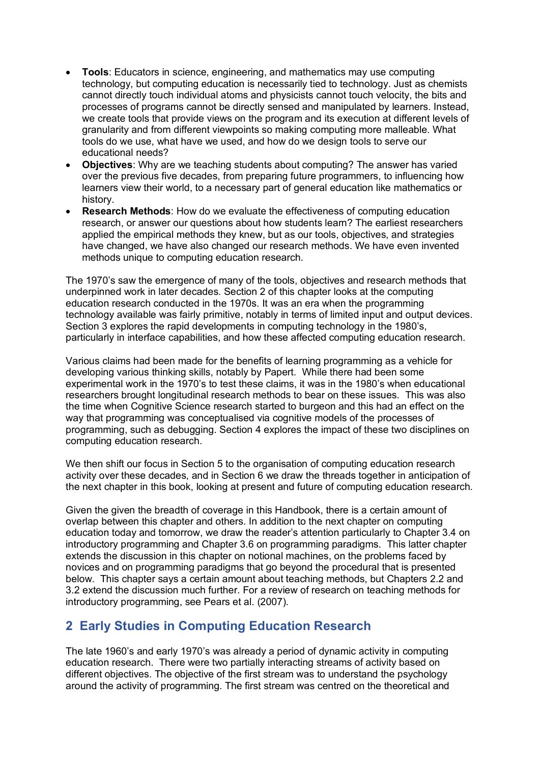- **Tools**: Educators in science, engineering, and mathematics may use computing technology, but computing education is necessarily tied to technology. Just as chemists cannot directly touch individual atoms and physicists cannot touch velocity, the bits and processes of programs cannot be directly sensed and manipulated by learners. Instead, we create tools that provide views on the program and its execution at different levels of granularity and from different viewpoints so making computing more malleable. What tools do we use, what have we used, and how do we design tools to serve our educational needs?
- **Objectives**: Why are we teaching students about computing? The answer has varied over the previous five decades, from preparing future programmers, to influencing how learners view their world, to a necessary part of general education like mathematics or history.
- **Research Methods**: How do we evaluate the effectiveness of computing education research, or answer our questions about how students learn? The earliest researchers applied the empirical methods they knew, but as our tools, objectives, and strategies have changed, we have also changed our research methods. We have even invented methods unique to computing education research.

The 1970's saw the emergence of many of the tools, objectives and research methods that underpinned work in later decades. Section 2 of this chapter looks at the computing education research conducted in the 1970s. It was an era when the programming technology available was fairly primitive, notably in terms of limited input and output devices. Section 3 explores the rapid developments in computing technology in the 1980's, particularly in interface capabilities, and how these affected computing education research.

Various claims had been made for the benefits of learning programming as a vehicle for developing various thinking skills, notably by Papert. While there had been some experimental work in the 1970's to test these claims, it was in the 1980's when educational researchers brought longitudinal research methods to bear on these issues. This was also the time when Cognitive Science research started to burgeon and this had an effect on the way that programming was conceptualised via cognitive models of the processes of programming, such as debugging. Section 4 explores the impact of these two disciplines on computing education research.

We then shift our focus in Section 5 to the organisation of computing education research activity over these decades, and in Section 6 we draw the threads together in anticipation of the next chapter in this book, looking at present and future of computing education research.

Given the given the breadth of coverage in this Handbook, there is a certain amount of overlap between this chapter and others. In addition to the next chapter on computing education today and tomorrow, we draw the reader's attention particularly to Chapter 3.4 on introductory programming and Chapter 3.6 on programming paradigms. This latter chapter extends the discussion in this chapter on notional machines, on the problems faced by novices and on programming paradigms that go beyond the procedural that is presented below. This chapter says a certain amount about teaching methods, but Chapters 2.2 and 3.2 extend the discussion much further. For a review of research on teaching methods for introductory programming, see Pears et al. (2007).

## 2 Early Studies in Computing Education Research

The late 1960's and early 1970's was already a period of dynamic activity in computing education research. There were two partially interacting streams of activity based on different objectives. The objective of the first stream was to understand the psychology around the activity of programming. The first stream was centred on the theoretical and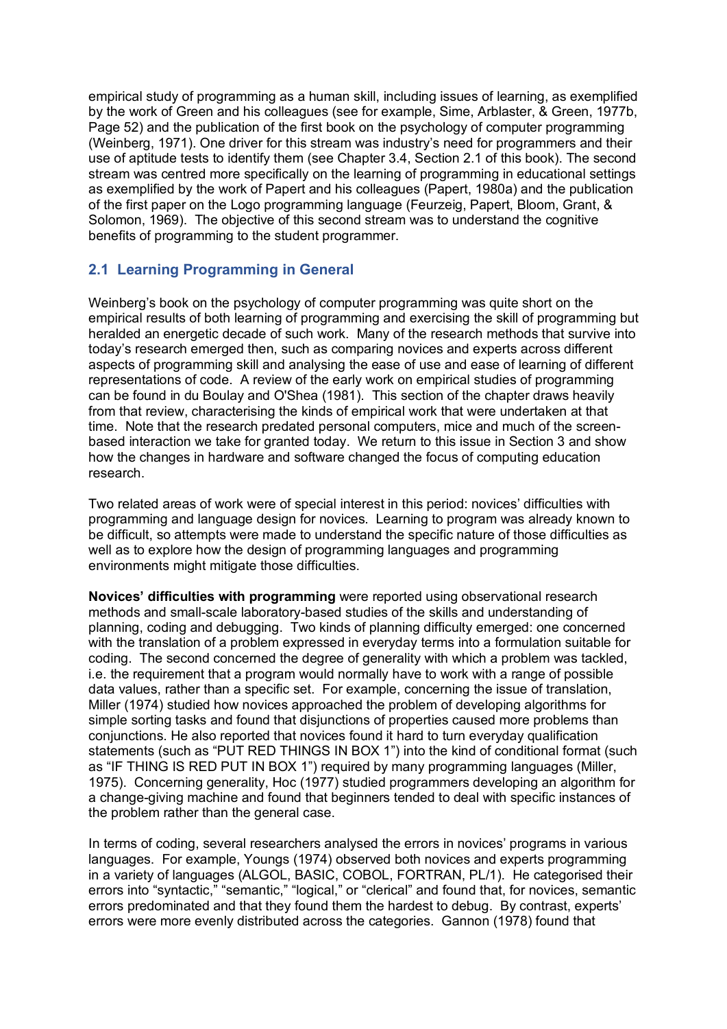empirical study of programming as a human skill, including issues of learning, as exemplified by the work of Green and his colleagues (see for example, Sime, Arblaster, & Green, 1977b, Page 52) and the publication of the first book on the psychology of computer programming (Weinberg, 1971). One driver for this stream was industry's need for programmers and their use of aptitude tests to identify them (see Chapter 3.4, Section 2.1 of this book). The second stream was centred more specifically on the learning of programming in educational settings as exemplified by the work of Papert and his colleagues (Papert, 1980a) and the publication of the first paper on the Logo programming language (Feurzeig, Papert, Bloom, Grant, & Solomon, 1969). The objective of this second stream was to understand the cognitive benefits of programming to the student programmer.

## 2.1 Learning Programming in General

Weinberg's book on the psychology of computer programming was quite short on the empirical results of both learning of programming and exercising the skill of programming but heralded an energetic decade of such work. Many of the research methods that survive into today's research emerged then, such as comparing novices and experts across different aspects of programming skill and analysing the ease of use and ease of learning of different representations of code. A review of the early work on empirical studies of programming can be found in du Boulay and O'Shea (1981). This section of the chapter draws heavily from that review, characterising the kinds of empirical work that were undertaken at that time. Note that the research predated personal computers, mice and much of the screen-based interaction we take for granted today. We return to this issue in Section 3 and show how the changes in hardware and software changed the focus of computing education research.

Two related areas of work were of special interest in this period: novices' difficulties with programming and language design for novices. Learning to program was already known to be difficult, so attempts were made to understand the specific nature of those difficulties as well as to explore how the design of programming languages and programming environments might mitigate those difficulties.

**Novices' difficulties with programming** were reported using observational research methods and small-scale laboratory-based studies of the skills and understanding of planning, coding and debugging. Two kinds of planning difficulty emerged: one concerned with the translation of a problem expressed in everyday terms into a formulation suitable for coding. The second concerned the degree of generality with which a problem was tackled, i.e. the requirement that a program would normally have to work with a range of possible data values, rather than a specific set. For example, concerning the issue of translation, Miller (1974) studied how novices approached the problem of developing algorithms for simple sorting tasks and found that disjunctions of properties caused more problems than conjunctions. He also reported that novices found it hard to turn everyday qualification statements (such as "PUT RED THINGS IN BOX 1") into the kind of conditional format (such as "IF THING IS RED PUT IN BOX 1") required by many programming languages (Miller, 1975). Concerning generality, Hoc (1977) studied programmers developing an algorithm for a change-giving machine and found that beginners tended to deal with specific instances of the problem rather than the general case.

In terms of coding, several researchers analysed the errors in novices' programs in various languages. For example, Youngs (1974) observed both novices and experts programming in a variety of languages (ALGOL, BASIC, COBOL, FORTRAN, PL/1). He categorised their errors into "syntactic," "semantic," "logical," or "clerical" and found that, for novices, semantic errors predominated and that they found them the hardest to debug. By contrast, experts' errors were more evenly distributed across the categories. Gannon (1978) found that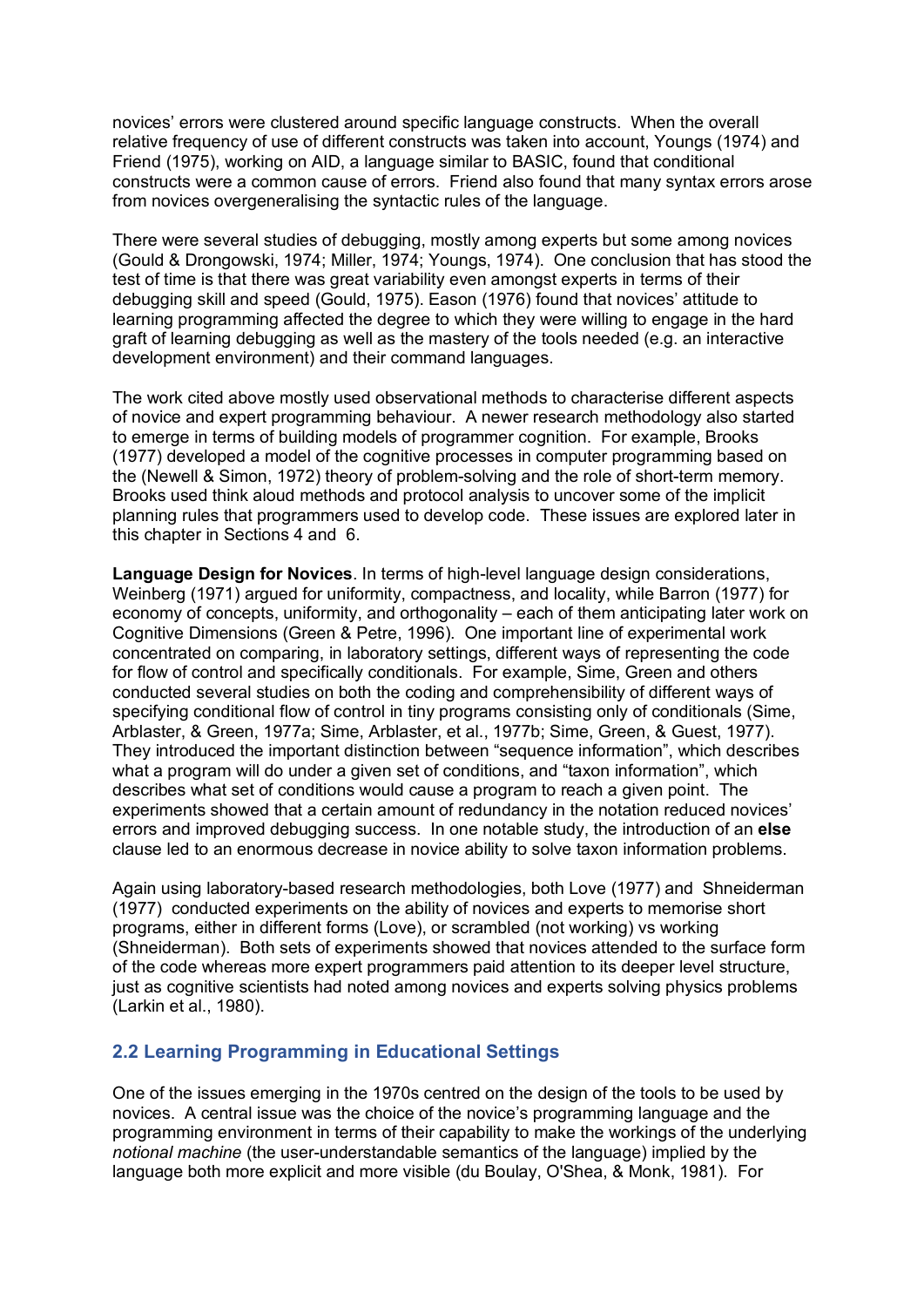novices' errors were clustered around specific language constructs. When the overall relative frequency of use of different constructs was taken into account, Youngs (1974) and Friend (1975), working on AID, a language similar to BASIC, found that conditional constructs were a common cause of errors. Friend also found that many syntax errors arose from novices overgeneralising the syntactic rules of the language.

There were several studies of debugging, mostly among experts but some among novices (Gould & Drongowski, 1974; Miller, 1974; Youngs, 1974). One conclusion that has stood the test of time is that there was great variability even amongst experts in terms of their debugging skill and speed (Gould, 1975). Eason (1976) found that novices' attitude to learning programming affected the degree to which they were willing to engage in the hard graft of learning debugging as well as the mastery of the tools needed (e.g. an interactive development environment) and their command languages.

The work cited above mostly used observational methods to characterise different aspects of novice and expert programming behaviour. A newer research methodology also started to emerge in terms of building models of programmer cognition. For example, Brooks (1977) developed a model of the cognitive processes in computer programming based on the (Newell & Simon, 1972) theory of problem-solving and the role of short-term memory. Brooks used think aloud methods and protocol analysis to uncover some of the implicit planning rules that programmers used to develop code. These issues are explored later in this chapter in Sections 4 and 6.

**Language Design for Novices**. In terms of high-level language design considerations, Weinberg (1971) argued for uniformity, compactness, and locality, while Barron (1977) for economy of concepts, uniformity, and orthogonality – each of them anticipating later work on Cognitive Dimensions (Green & Petre, 1996). One important line of experimental work concentrated on comparing, in laboratory settings, different ways of representing the code for flow of control and specifically conditionals. For example, Sime, Green and others conducted several studies on both the coding and comprehensibility of different ways of specifying conditional flow of control in tiny programs consisting only of conditionals (Sime, Arblaster, & Green, 1977a; Sime, Arblaster, et al., 1977b; Sime, Green, & Guest, 1977). They introduced the important distinction between "sequence information", which describes what a program will do under a given set of conditions, and "taxon information", which describes what set of conditions would cause a program to reach a given point. The experiments showed that a certain amount of redundancy in the notation reduced novices' errors and improved debugging success. In one notable study, the introduction of an **else** clause led to an enormous decrease in novice ability to solve taxon information problems.

Again using laboratory-based research methodologies, both Love (1977) and Shneiderman (1977) conducted experiments on the ability of novices and experts to memorise short programs, either in different forms (Love), or scrambled (not working) vs working (Shneiderman). Both sets of experiments showed that novices attended to the surface form of the code whereas more expert programmers paid attention to its deeper level structure, just as cognitive scientists had noted among novices and experts solving physics problems (Larkin et al., 1980).

## 2.2 Learning Programming in Educational Settings

One of the issues emerging in the 1970s centred on the design of the tools to be used by novices. A central issue was the choice of the novice's programming language and the programming environment in terms of their capability to make the workings of the underlying *notional machine* (the user-understandable semantics of the language) implied by the language both more explicit and more visible (du Boulay, O'Shea, & Monk, 1981). For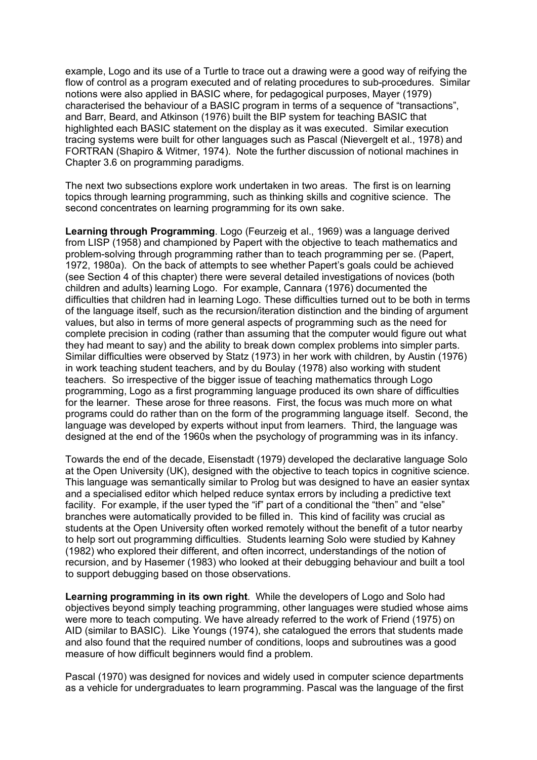example, Logo and its use of a Turtle to trace out a drawing were a good way of reifying the flow of control as a program executed and of relating procedures to sub-procedures. Similar notions were also applied in BASIC where, for pedagogical purposes, Mayer (1979) characterised the behaviour of a BASIC program in terms of a sequence of "transactions", and Barr, Beard, and Atkinson (1976) built the BIP system for teaching BASIC that highlighted each BASIC statement on the display as it was executed. Similar execution tracing systems were built for other languages such as Pascal (Nievergelt et al., 1978) and FORTRAN (Shapiro & Witmer, 1974). Note the further discussion of notional machines in Chapter 3.6 on programming paradigms.

The next two subsections explore work undertaken in two areas. The first is on learning topics through learning programming, such as thinking skills and cognitive science. The second concentrates on learning programming for its own sake.

**Learning through Programming**. Logo (Feurzeig et al., 1969) was a language derived from LISP (1958) and championed by Papert with the objective to teach mathematics and problem-solving through programming rather than to teach programming per se. (Papert, 1972, 1980a). On the back of attempts to see whether Papert's goals could be achieved (see Section 4 of this chapter) there were several detailed investigations of novices (both children and adults) learning Logo. For example, Cannara (1976) documented the difficulties that children had in learning Logo. These difficulties turned out to be both in terms of the language itself, such as the recursion/iteration distinction and the binding of argument values, but also in terms of more general aspects of programming such as the need for complete precision in coding (rather than assuming that the computer would figure out what they had meant to say) and the ability to break down complex problems into simpler parts. Similar difficulties were observed by Statz (1973) in her work with children, by Austin (1976) in work teaching student teachers, and by du Boulay (1978) also working with student teachers. So irrespective of the bigger issue of teaching mathematics through Logo programming, Logo as a first programming language produced its own share of difficulties for the learner. These arose for three reasons. First, the focus was much more on what programs could do rather than on the form of the programming language itself. Second, the language was developed by experts without input from learners. Third, the language was designed at the end of the 1960s when the psychology of programming was in its infancy.

Towards the end of the decade, Eisenstadt (1979) developed the declarative language Solo at the Open University (UK), designed with the objective to teach topics in cognitive science. This language was semantically similar to Prolog but was designed to have an easier syntax and a specialised editor which helped reduce syntax errors by including a predictive text facility. For example, if the user typed the "if" part of a conditional the "then" and "else" branches were automatically provided to be filled in. This kind of facility was crucial as students at the Open University often worked remotely without the benefit of a tutor nearby to help sort out programming difficulties. Students learning Solo were studied by Kahney (1982) who explored their different, and often incorrect, understandings of the notion of recursion, and by Hasemer (1983) who looked at their debugging behaviour and built a tool to support debugging based on those observations.

**Learning programming in its own right**. While the developers of Logo and Solo had objectives beyond simply teaching programming, other languages were studied whose aims were more to teach computing. We have already referred to the work of Friend (1975) on AID (similar to BASIC). Like Youngs (1974), she catalogued the errors that students made and also found that the required number of conditions, loops and subroutines was a good measure of how difficult beginners would find a problem.

Pascal (1970) was designed for novices and widely used in computer science departments as a vehicle for undergraduates to learn programming. Pascal was the language of the first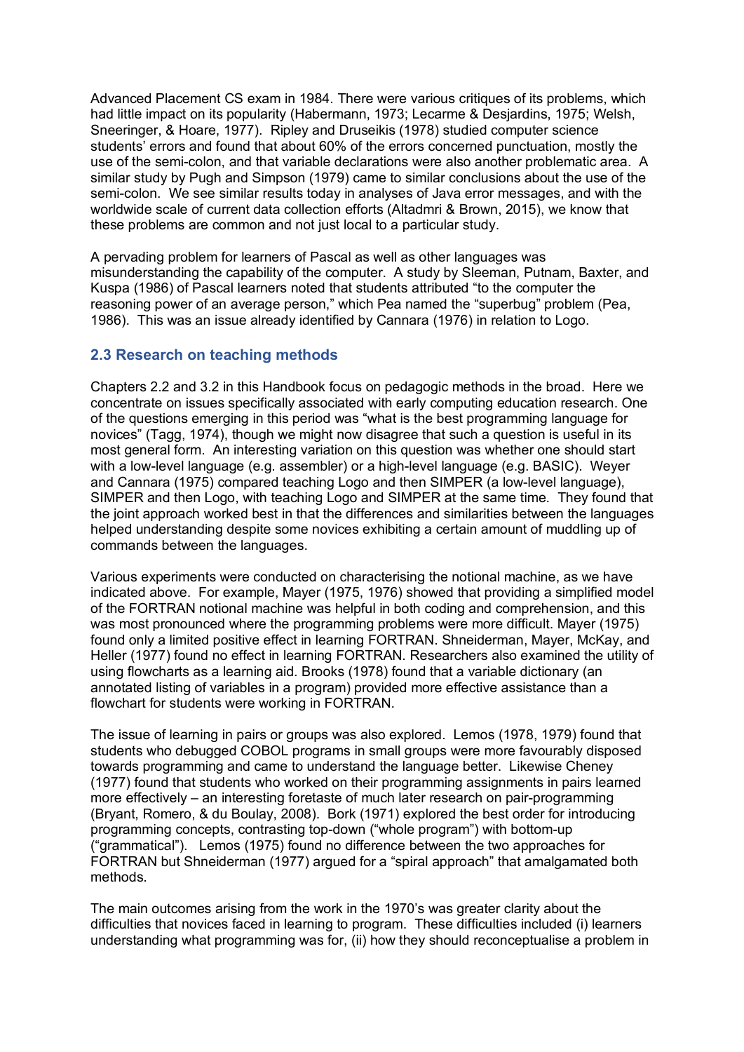Advanced Placement CS exam in 1984. There were various critiques of its problems, which had little impact on its popularity (Habermann, 1973; Lecarme & Desjardins, 1975; Welsh, Sneeringer, & Hoare, 1977). Ripley and Druseikis (1978) studied computer science students' errors and found that about 60% of the errors concerned punctuation, mostly the use of the semi-colon, and that variable declarations were also another problematic area. A similar study by Pugh and Simpson (1979) came to similar conclusions about the use of the semi-colon. We see similar results today in analyses of Java error messages, and with the worldwide scale of current data collection efforts (Altadmri & Brown, 2015), we know that these problems are common and not just local to a particular study.

A pervading problem for learners of Pascal as well as other languages was misunderstanding the capability of the computer. A study by Sleeman, Putnam, Baxter, and Kuspa (1986) of Pascal learners noted that students attributed "to the computer the reasoning power of an average person," which Pea named the "superbug" problem (Pea, 1986). This was an issue already identified by Cannara (1976) in relation to Logo.

### 2.3 Research on teaching methods

Chapters 2.2 and 3.2 in this Handbook focus on pedagogic methods in the broad. Here we concentrate on issues specifically associated with early computing education research. One of the questions emerging in this period was "what is the best programming language for novices" (Tagg, 1974), though we might now disagree that such a question is useful in its most general form. An interesting variation on this question was whether one should start with a low-level language (e.g. assembler) or a high-level language (e.g. BASIC). Weyer and Cannara (1975) compared teaching Logo and then SIMPER (a low-level language), SIMPER and then Logo, with teaching Logo and SIMPER at the same time. They found that the joint approach worked best in that the differences and similarities between the languages helped understanding despite some novices exhibiting a certain amount of muddling up of commands between the languages.

Various experiments were conducted on characterising the notional machine, as we have indicated above. For example, Mayer (1975, 1976) showed that providing a simplified model of the FORTRAN notional machine was helpful in both coding and comprehension, and this was most pronounced where the programming problems were more difficult. Mayer (1975) found only a limited positive effect in learning FORTRAN. Shneiderman, Mayer, McKay, and Heller (1977) found no effect in learning FORTRAN. Researchers also examined the utility of using flowcharts as a learning aid. Brooks (1978) found that a variable dictionary (an annotated listing of variables in a program) provided more effective assistance than a flowchart for students were working in FORTRAN.

The issue of learning in pairs or groups was also explored. Lemos (1978, 1979) found that students who debugged COBOL programs in small groups were more favourably disposed towards programming and came to understand the language better. Likewise Cheney (1977) found that students who worked on their programming assignments in pairs learned more effectively – an interesting foretaste of much later research on pair-programming (Bryant, Romero, & du Boulay, 2008). Bork (1971) explored the best order for introducing programming concepts, contrasting top-down ("whole program") with bottom-up ("grammatical"). Lemos (1975) found no difference between the two approaches for FORTRAN but Shneiderman (1977) argued for a "spiral approach" that amalgamated both methods.

The main outcomes arising from the work in the 1970's was greater clarity about the difficulties that novices faced in learning to program. These difficulties included (i) learners understanding what programming was for, (ii) how they should reconceptualise a problem in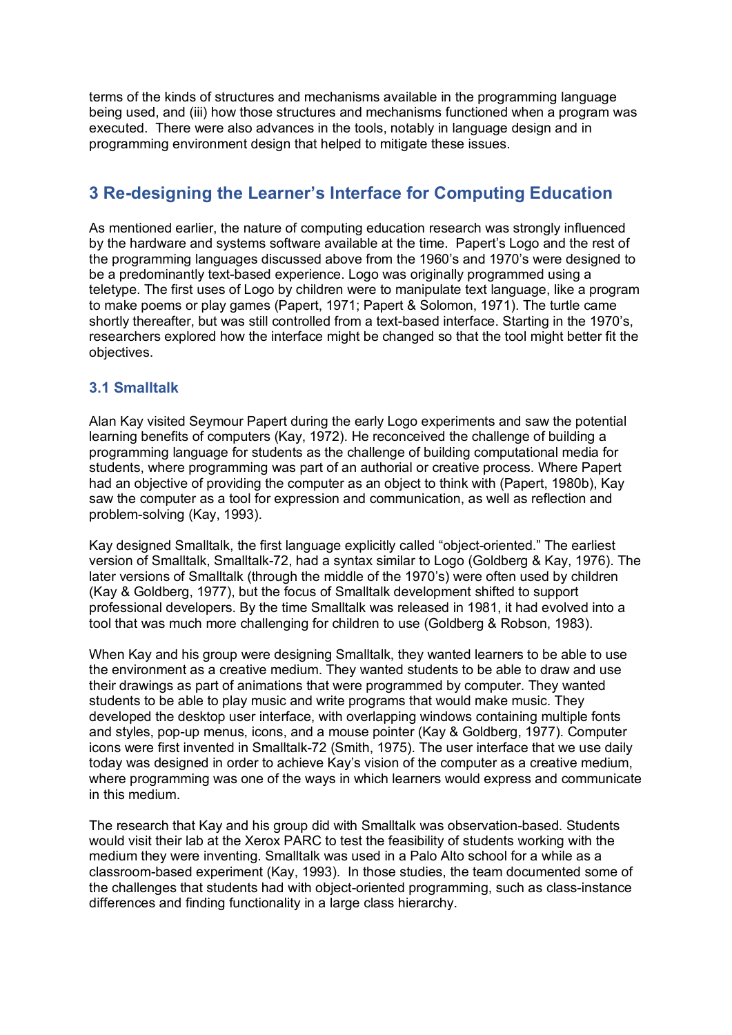terms of the kinds of structures and mechanisms available in the programming language being used, and (iii) how those structures and mechanisms functioned when a program was executed. There were also advances in the tools, notably in language design and in programming environment design that helped to mitigate these issues.

## 3 Re-designing the Learner's Interface for Computing Education

As mentioned earlier, the nature of computing education research was strongly influenced by the hardware and systems software available at the time. Papert's Logo and the rest of the programming languages discussed above from the 1960's and 1970's were designed to be a predominantly text-based experience. Logo was originally programmed using a teletype. The first uses of Logo by children were to manipulate text language, like a program to make poems or play games (Papert, 1971; Papert & Solomon, 1971). The turtle came shortly thereafter, but was still controlled from a text-based interface. Starting in the 1970's, researchers explored how the interface might be changed so that the tool might better fit the objectives.

### 3.1 Smalltalk

Alan Kay visited Seymour Papert during the early Logo experiments and saw the potential learning benefits of computers (Kay, 1972). He reconceived the challenge of building a programming language for students as the challenge of building computational media for students, where programming was part of an authorial or creative process. Where Papert had an objective of providing the computer as an object to think with (Papert, 1980b), Kay saw the computer as a tool for expression and communication, as well as reflection and problem-solving (Kay, 1993).

Kay designed Smalltalk, the first language explicitly called "object-oriented." The earliest version of Smalltalk, Smalltalk-72, had a syntax similar to Logo (Goldberg & Kay, 1976). The later versions of Smalltalk (through the middle of the 1970's) were often used by children (Kay & Goldberg, 1977), but the focus of Smalltalk development shifted to support professional developers. By the time Smalltalk was released in 1981, it had evolved into a tool that was much more challenging for children to use (Goldberg & Robson, 1983).

When Kay and his group were designing Smalltalk, they wanted learners to be able to use the environment as a creative medium. They wanted students to be able to draw and use their drawings as part of animations that were programmed by computer. They wanted students to be able to play music and write programs that would make music. They developed the desktop user interface, with overlapping windows containing multiple fonts and styles, pop-up menus, icons, and a mouse pointer (Kay & Goldberg, 1977). Computer icons were first invented in Smalltalk-72 (Smith, 1975). The user interface that we use daily today was designed in order to achieve Kay's vision of the computer as a creative medium, where programming was one of the ways in which learners would express and communicate in this medium.

The research that Kay and his group did with Smalltalk was observation-based. Students would visit their lab at the Xerox PARC to test the feasibility of students working with the medium they were inventing. Smalltalk was used in a Palo Alto school for a while as a classroom-based experiment (Kay, 1993). In those studies, the team documented some of the challenges that students had with object-oriented programming, such as class-instance differences and finding functionality in a large class hierarchy.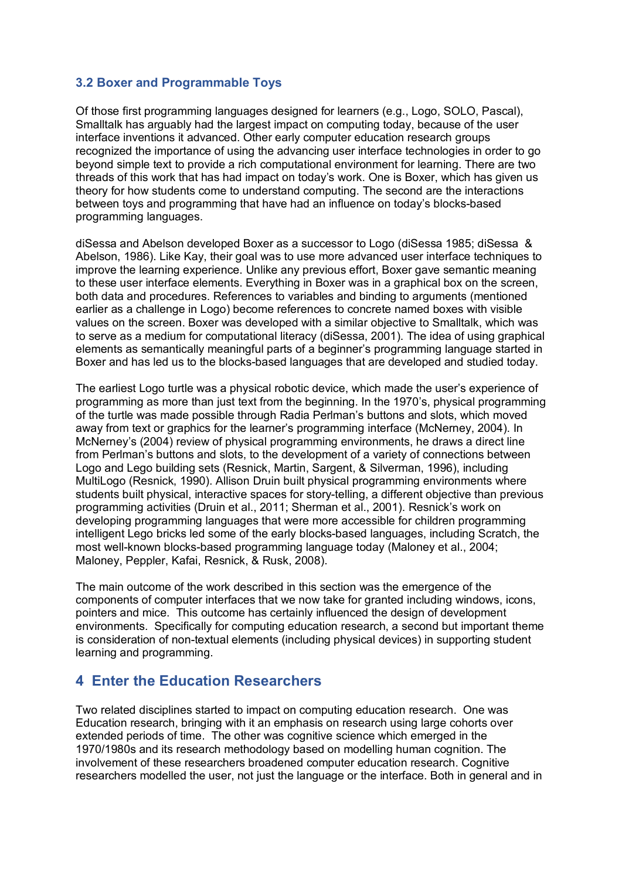### 3.2 Boxer and Programmable Toys

Of those first programming languages designed for learners (e.g., Logo, SOLO, Pascal), Smalltalk has arguably had the largest impact on computing today, because of the user interface inventions it advanced. Other early computer education research groups recognized the importance of using the advancing user interface technologies in order to go beyond simple text to provide a rich computational environment for learning. There are two threads of this work that has had impact on today's work. One is Boxer, which has given us theory for how students come to understand computing. The second are the interactions between toys and programming that have had an influence on today's blocks-based programming languages.

diSessa and Abelson developed Boxer as a successor to Logo (diSessa 1985; diSessa & Abelson, 1986). Like Kay, their goal was to use more advanced user interface techniques to improve the learning experience. Unlike any previous effort, Boxer gave semantic meaning to these user interface elements. Everything in Boxer was in a graphical box on the screen, both data and procedures. References to variables and binding to arguments (mentioned earlier as a challenge in Logo) become references to concrete named boxes with visible values on the screen. Boxer was developed with a similar objective to Smalltalk, which was to serve as a medium for computational literacy (diSessa, 2001). The idea of using graphical elements as semantically meaningful parts of a beginner's programming language started in Boxer and has led us to the blocks-based languages that are developed and studied today.

The earliest Logo turtle was a physical robotic device, which made the user's experience of programming as more than just text from the beginning. In the 1970's, physical programming of the turtle was made possible through Radia Perlman's buttons and slots, which moved away from text or graphics for the learner's programming interface (McNerney, 2004). In McNerney's (2004) review of physical programming environments, he draws a direct line from Perlman's buttons and slots, to the development of a variety of connections between Logo and Lego building sets (Resnick, Martin, Sargent, & Silverman, 1996), including MultiLogo (Resnick, 1990). Allison Druin built physical programming environments where students built physical, interactive spaces for story-telling, a different objective than previous programming activities (Druin et al., 2011; Sherman et al., 2001). Resnick's work on developing programming languages that were more accessible for children programming intelligent Lego bricks led some of the early blocks-based languages, including Scratch, the most well-known blocks-based programming language today (Maloney et al., 2004; Maloney, Peppler, Kafai, Resnick, & Rusk, 2008).

The main outcome of the work described in this section was the emergence of the components of computer interfaces that we now take for granted including windows, icons, pointers and mice. This outcome has certainly influenced the design of development environments. Specifically for computing education research, a second but important theme is consideration of non-textual elements (including physical devices) in supporting student learning and programming.

## 4 Enter the Education Researchers

Two related disciplines started to impact on computing education research. One was Education research, bringing with it an emphasis on research using large cohorts over extended periods of time. The other was cognitive science which emerged in the 1970/1980s and its research methodology based on modelling human cognition. The involvement of these researchers broadened computer education research. Cognitive researchers modelled the user, not just the language or the interface. Both in general and in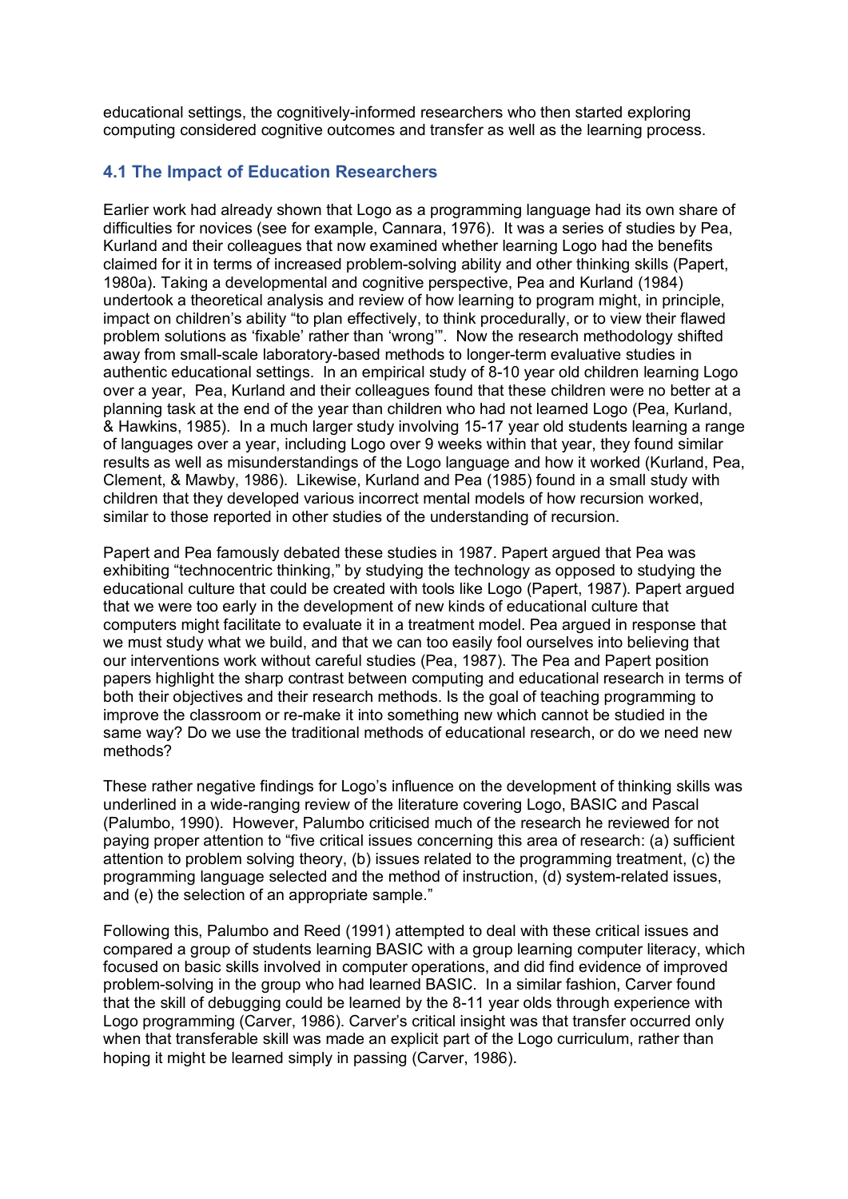educational settings, the cognitively-informed researchers who then started exploring computing considered cognitive outcomes and transfer as well as the learning process.

### 4.1 The Impact of Education Researchers

Earlier work had already shown that Logo as a programming language had its own share of difficulties for novices (see for example, Cannara, 1976). It was a series of studies by Pea, Kurland and their colleagues that now examined whether learning Logo had the benefits claimed for it in terms of increased problem-solving ability and other thinking skills (Papert, 1980a). Taking a developmental and cognitive perspective, Pea and Kurland (1984) undertook a theoretical analysis and review of how learning to program might, in principle, impact on children's ability "to plan effectively, to think procedurally, or to view their flawed problem solutions as 'fixable' rather than 'wrong'". Now the research methodology shifted away from small-scale laboratory-based methods to longer-term evaluative studies in authentic educational settings. In an empirical study of 8-10 year old children learning Logo over a year, Pea, Kurland and their colleagues found that these children were no better at a planning task at the end of the year than children who had not learned Logo (Pea, Kurland, & Hawkins, 1985). In a much larger study involving 15-17 year old students learning a range of languages over a year, including Logo over 9 weeks within that year, they found similar results as well as misunderstandings of the Logo language and how it worked (Kurland, Pea, Clement, & Mawby, 1986). Likewise, Kurland and Pea (1985) found in a small study with children that they developed various incorrect mental models of how recursion worked, similar to those reported in other studies of the understanding of recursion.

Papert and Pea famously debated these studies in 1987. Papert argued that Pea was exhibiting "technocentric thinking," by studying the technology as opposed to studying the educational culture that could be created with tools like Logo (Papert, 1987). Papert argued that we were too early in the development of new kinds of educational culture that computers might facilitate to evaluate it in a treatment model. Pea argued in response that we must study what we build, and that we can too easily fool ourselves into believing that our interventions work without careful studies (Pea, 1987). The Pea and Papert position papers highlight the sharp contrast between computing and educational research in terms of both their objectives and their research methods. Is the goal of teaching programming to improve the classroom or re-make it into something new which cannot be studied in the same way? Do we use the traditional methods of educational research, or do we need new methods?

These rather negative findings for Logo's influence on the development of thinking skills was underlined in a wide-ranging review of the literature covering Logo, BASIC and Pascal (Palumbo, 1990). However, Palumbo criticised much of the research he reviewed for not paying proper attention to "five critical issues concerning this area of research: (a) sufficient attention to problem solving theory, (b) issues related to the programming treatment, (c) the programming language selected and the method of instruction, (d) system-related issues, and (e) the selection of an appropriate sample."

Following this, Palumbo and Reed (1991) attempted to deal with these critical issues and compared a group of students learning BASIC with a group learning computer literacy, which focused on basic skills involved in computer operations, and did find evidence of improved problem-solving in the group who had learned BASIC. In a similar fashion, Carver found that the skill of debugging could be learned by the 8-11 year olds through experience with Logo programming (Carver, 1986). Carver's critical insight was that transfer occurred only when that transferable skill was made an explicit part of the Logo curriculum, rather than hoping it might be learned simply in passing (Carver, 1986).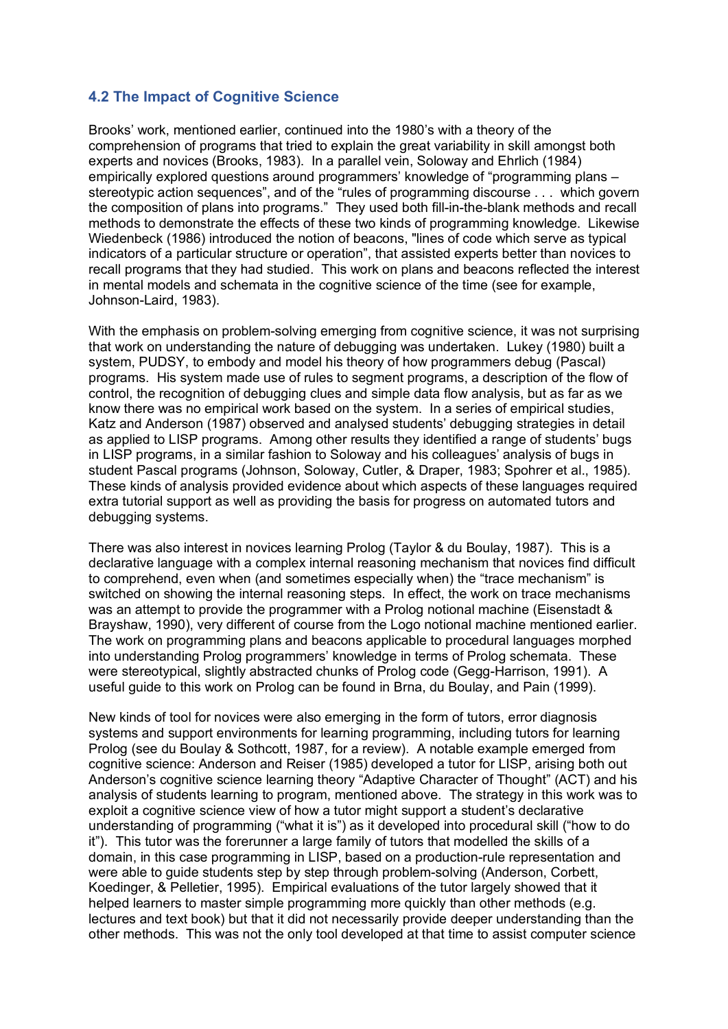### 4.2 The Impact of Cognitive Science

Brooks' work, mentioned earlier, continued into the 1980's with a theory of the comprehension of programs that tried to explain the great variability in skill amongst both experts and novices (Brooks, 1983). In a parallel vein, Soloway and Ehrlich (1984) empirically explored questions around programmers' knowledge of "programming plans – stereotypic action sequences", and of the "rules of programming discourse . . . which govern the composition of plans into programs." They used both fill-in-the-blank methods and recall methods to demonstrate the effects of these two kinds of programming knowledge. Likewise Wiedenbeck (1986) introduced the notion of beacons, "lines of code which serve as typical indicators of a particular structure or operation", that assisted experts better than novices to recall programs that they had studied. This work on plans and beacons reflected the interest in mental models and schemata in the cognitive science of the time (see for example, Johnson-Laird, 1983).

With the emphasis on problem-solving emerging from cognitive science, it was not surprising that work on understanding the nature of debugging was undertaken. Lukey (1980) built a system, PUDSY, to embody and model his theory of how programmers debug (Pascal) programs. His system made use of rules to segment programs, a description of the flow of control, the recognition of debugging clues and simple data flow analysis, but as far as we know there was no empirical work based on the system. In a series of empirical studies, Katz and Anderson (1987) observed and analysed students' debugging strategies in detail as applied to LISP programs. Among other results they identified a range of students' bugs in LISP programs, in a similar fashion to Soloway and his colleagues' analysis of bugs in student Pascal programs (Johnson, Soloway, Cutler, & Draper, 1983; Spohrer et al., 1985). These kinds of analysis provided evidence about which aspects of these languages required extra tutorial support as well as providing the basis for progress on automated tutors and debugging systems.

There was also interest in novices learning Prolog (Taylor & du Boulay, 1987). This is a declarative language with a complex internal reasoning mechanism that novices find difficult to comprehend, even when (and sometimes especially when) the "trace mechanism" is switched on showing the internal reasoning steps. In effect, the work on trace mechanisms was an attempt to provide the programmer with a Prolog notional machine (Eisenstadt & Brayshaw, 1990), very different of course from the Logo notional machine mentioned earlier. The work on programming plans and beacons applicable to procedural languages morphed into understanding Prolog programmers' knowledge in terms of Prolog schemata. These were stereotypical, slightly abstracted chunks of Prolog code (Gegg-Harrison, 1991). A useful guide to this work on Prolog can be found in Brna, du Boulay, and Pain (1999).

New kinds of tool for novices were also emerging in the form of tutors, error diagnosis systems and support environments for learning programming, including tutors for learning Prolog (see du Boulay & Sothcott, 1987, for a review). A notable example emerged from cognitive science: Anderson and Reiser (1985) developed a tutor for LISP, arising both out Anderson's cognitive science learning theory "Adaptive Character of Thought" (ACT) and his analysis of students learning to program, mentioned above. The strategy in this work was to exploit a cognitive science view of how a tutor might support a student's declarative understanding of programming ("what it is") as it developed into procedural skill ("how to do it"). This tutor was the forerunner a large family of tutors that modelled the skills of a domain, in this case programming in LISP, based on a production-rule representation and were able to guide students step by step through problem-solving (Anderson, Corbett, Koedinger, & Pelletier, 1995). Empirical evaluations of the tutor largely showed that it helped learners to master simple programming more quickly than other methods (e.g. lectures and text book) but that it did not necessarily provide deeper understanding than the other methods. This was not the only tool developed at that time to assist computer science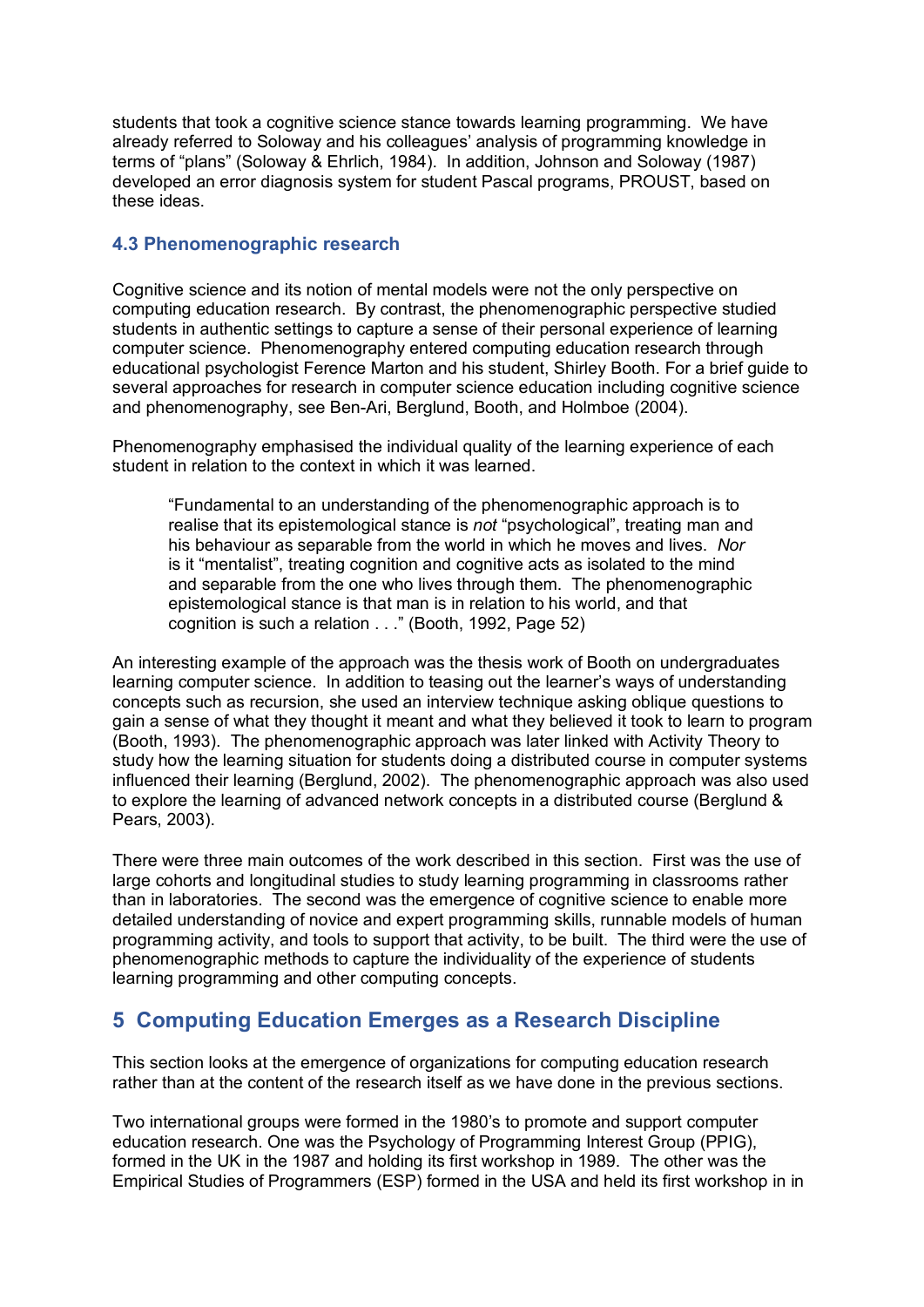students that took a cognitive science stance towards learning programming. We have already referred to Soloway and his colleagues' analysis of programming knowledge in terms of "plans" (Soloway & Ehrlich, 1984). In addition, Johnson and Soloway (1987) developed an error diagnosis system for student Pascal programs, PROUST, based on these ideas.

### 4.3 Phenomenographic research

Cognitive science and its notion of mental models were not the only perspective on computing education research. By contrast, the phenomenographic perspective studied students in authentic settings to capture a sense of their personal experience of learning computer science. Phenomenography entered computing education research through educational psychologist Ference Marton and his student, Shirley Booth. For a brief guide to several approaches for research in computer science education including cognitive science and phenomenography, see Ben-Ari, Berglund, Booth, and Holmboe (2004).

Phenomenography emphasised the individual quality of the learning experience of each student in relation to the context in which it was learned.

> "Fundamental to an understanding of the phenomenographic approach is to realise that its epistemological stance is *not* "psychological", treating man and his behaviour as separable from the world in which he moves and lives. *Nor* is it "mentalist", treating cognition and cognitive acts as isolated to the mind and separable from the one who lives through them. The phenomenographic epistemological stance is that man is in relation to his world, and that cognition is such a relation . . ." (Booth, 1992, Page 52)

An interesting example of the approach was the thesis work of Booth on undergraduates learning computer science. In addition to teasing out the learner's ways of understanding concepts such as recursion, she used an interview technique asking oblique questions to gain a sense of what they thought it meant and what they believed it took to learn to program (Booth, 1993). The phenomenographic approach was later linked with Activity Theory to study how the learning situation for students doing a distributed course in computer systems influenced their learning (Berglund, 2002). The phenomenographic approach was also used to explore the learning of advanced network concepts in a distributed course (Berglund & Pears, 2003).

There were three main outcomes of the work described in this section. First was the use of large cohorts and longitudinal studies to study learning programming in classrooms rather than in laboratories. The second was the emergence of cognitive science to enable more detailed understanding of novice and expert programming skills, runnable models of human programming activity, and tools to support that activity, to be built. The third were the use of phenomenographic methods to capture the individuality of the experience of students learning programming and other computing concepts.

## 5 Computing Education Emerges as a Research Discipline

This section looks at the emergence of organizations for computing education research rather than at the content of the research itself as we have done in the previous sections.

Two international groups were formed in the 1980's to promote and support computer education research. One was the Psychology of Programming Interest Group (PPIG), formed in the UK in the 1987 and holding its first workshop in 1989. The other was the Empirical Studies of Programmers (ESP) formed in the USA and held its first workshop in in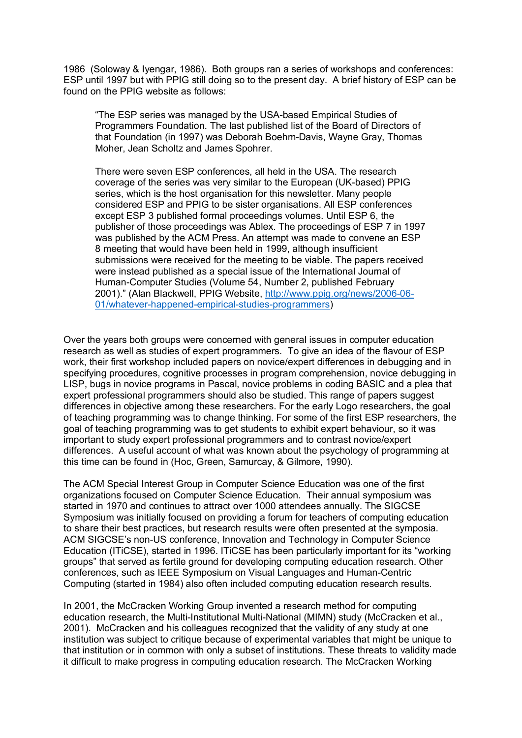1986 (Soloway & Iyengar, 1986). Both groups ran a series of workshops and conferences: ESP until 1997 but with PPIG still doing so to the present day. A brief history of ESP can be found on the PPIG website as follows:

> "The ESP series was managed by the USA-based Empirical Studies of Programmers Foundation. The last published list of the Board of Directors of that Foundation (in 1997) was Deborah Boehm-Davis, Wayne Gray, Thomas Moher, Jean Scholtz and James Spohrer.
>
> There were seven ESP conferences, all held in the USA. The research coverage of the series was very similar to the European (UK-based) PPIG series, which is the host organisation for this newsletter. Many people considered ESP and PPIG to be sister organisations. All ESP conferences except ESP 3 published formal proceedings volumes. Until ESP 6, the publisher of those proceedings was Ablex. The proceedings of ESP 7 in 1997 was published by the ACM Press. An attempt was made to convene an ESP 8 meeting that would have been held in 1999, although insufficient submissions were received for the meeting to be viable. The papers received were instead published as a special issue of the International Journal of Human-Computer Studies (Volume 54, Number 2, published February 2001)." (Alan Blackwell, PPIG Website, [http://www.ppig.org/news/2006-06-01/whatever-happened-empirical-studies-programmers](http://www.ppig.org/news/2006-06-01/whatever-happened-empirical-studies-programmers))

Over the years both groups were concerned with general issues in computer education research as well as studies of expert programmers. To give an idea of the flavour of ESP work, their first workshop included papers on novice/expert differences in debugging and in specifying procedures, cognitive processes in program comprehension, novice debugging in LISP, bugs in novice programs in Pascal, novice problems in coding BASIC and a plea that expert professional programmers should also be studied. This range of papers suggest differences in objective among these researchers. For the early Logo researchers, the goal of teaching programming was to change thinking. For some of the first ESP researchers, the goal of teaching programming was to get students to exhibit expert behaviour, so it was important to study expert professional programmers and to contrast novice/expert differences. A useful account of what was known about the psychology of programming at this time can be found in (Hoc, Green, Samurcay, & Gilmore, 1990).

The ACM Special Interest Group in Computer Science Education was one of the first organizations focused on Computer Science Education. Their annual symposium was started in 1970 and continues to attract over 1000 attendees annually. The SIGCSE Symposium was initially focused on providing a forum for teachers of computing education to share their best practices, but research results were often presented at the symposia. ACM SIGCSE's non-US conference, Innovation and Technology in Computer Science Education (ITiCSE), started in 1996. ITiCSE has been particularly important for its "working groups" that served as fertile ground for developing computing education research. Other conferences, such as IEEE Symposium on Visual Languages and Human-Centric Computing (started in 1984) also often included computing education research results.

In 2001, the McCracken Working Group invented a research method for computing education research, the Multi-Institutional Multi-National (MIMN) study (McCracken et al., 2001). McCracken and his colleagues recognized that the validity of any study at one institution was subject to critique because of experimental variables that might be unique to that institution or in common with only a subset of institutions. These threats to validity made it difficult to make progress in computing education research. The McCracken Working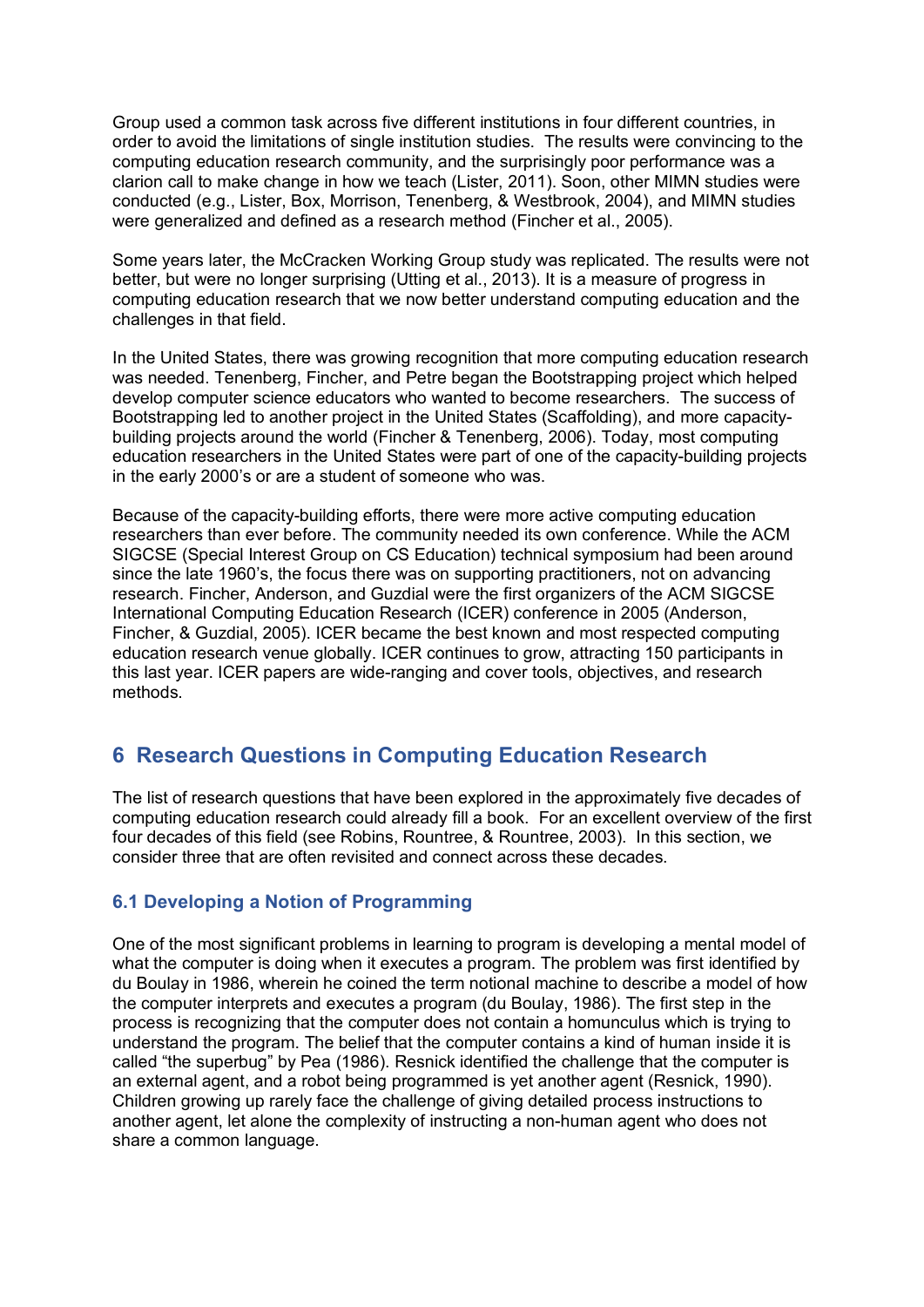Group used a common task across five different institutions in four different countries, in order to avoid the limitations of single institution studies. The results were convincing to the computing education research community, and the surprisingly poor performance was a clarion call to make change in how we teach (Lister, 2011). Soon, other MIMN studies were conducted (e.g., Lister, Box, Morrison, Tenenberg, & Westbrook, 2004), and MIMN studies were generalized and defined as a research method (Fincher et al., 2005).

Some years later, the McCracken Working Group study was replicated. The results were not better, but were no longer surprising (Utting et al., 2013). It is a measure of progress in computing education research that we now better understand computing education and the challenges in that field.

In the United States, there was growing recognition that more computing education research was needed. Tenenberg, Fincher, and Petre began the Bootstrapping project which helped develop computer science educators who wanted to become researchers. The success of Bootstrapping led to another project in the United States (Scaffolding), and more capacity-building projects around the world (Fincher & Tenenberg, 2006). Today, most computing education researchers in the United States were part of one of the capacity-building projects in the early 2000's or are a student of someone who was.

Because of the capacity-building efforts, there were more active computing education researchers than ever before. The community needed its own conference. While the ACM SIGCSE (Special Interest Group on CS Education) technical symposium had been around since the late 1960's, the focus there was on supporting practitioners, not on advancing research. Fincher, Anderson, and Guzdial were the first organizers of the ACM SIGCSE International Computing Education Research (ICER) conference in 2005 (Anderson, Fincher, & Guzdial, 2005). ICER became the best known and most respected computing education research venue globally. ICER continues to grow, attracting 150 participants in this last year. ICER papers are wide-ranging and cover tools, objectives, and research methods.

## 6 Research Questions in Computing Education Research

The list of research questions that have been explored in the approximately five decades of computing education research could already fill a book. For an excellent overview of the first four decades of this field (see Robins, Rountree, & Rountree, 2003). In this section, we consider three that are often revisited and connect across these decades.

### 6.1 Developing a Notion of Programming

One of the most significant problems in learning to program is developing a mental model of what the computer is doing when it executes a program. The problem was first identified by du Boulay in 1986, wherein he coined the term notional machine to describe a model of how the computer interprets and executes a program (du Boulay, 1986). The first step in the process is recognizing that the computer does not contain a homunculus which is trying to understand the program. The belief that the computer contains a kind of human inside it is called "the superbug" by Pea (1986). Resnick identified the challenge that the computer is an external agent, and a robot being programmed is yet another agent (Resnick, 1990). Children growing up rarely face the challenge of giving detailed process instructions to another agent, let alone the complexity of instructing a non-human agent who does not share a common language.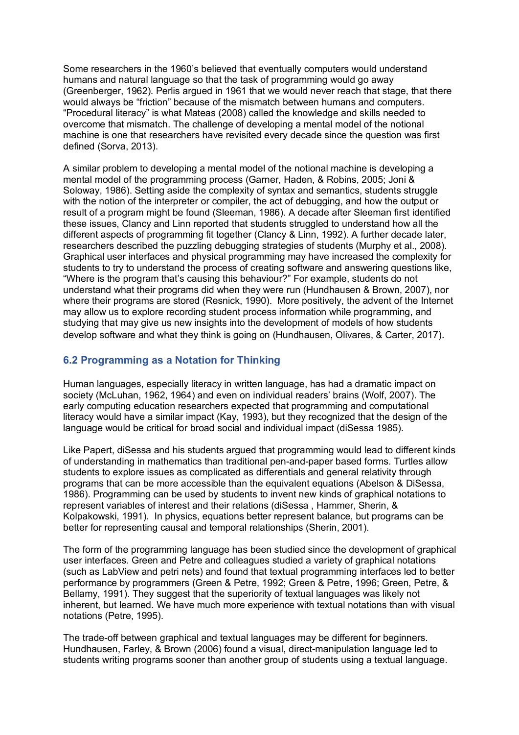Some researchers in the 1960's believed that eventually computers would understand humans and natural language so that the task of programming would go away (Greenberger, 1962). Perlis argued in 1961 that we would never reach that stage, that there would always be "friction" because of the mismatch between humans and computers. "Procedural literacy" is what Mateas (2008) called the knowledge and skills needed to overcome that mismatch. The challenge of developing a mental model of the notional machine is one that researchers have revisited every decade since the question was first defined (Sorva, 2013).

A similar problem to developing a mental model of the notional machine is developing a mental model of the programming process (Garner, Haden, & Robins, 2005; Joni & Soloway, 1986). Setting aside the complexity of syntax and semantics, students struggle with the notion of the interpreter or compiler, the act of debugging, and how the output or result of a program might be found (Sleeman, 1986). A decade after Sleeman first identified these issues, Clancy and Linn reported that students struggled to understand how all the different aspects of programming fit together (Clancy & Linn, 1992). A further decade later, researchers described the puzzling debugging strategies of students (Murphy et al., 2008). Graphical user interfaces and physical programming may have increased the complexity for students to try to understand the process of creating software and answering questions like, "Where is the program that's causing this behaviour?" For example, students do not understand what their programs did when they were run (Hundhausen & Brown, 2007), nor where their programs are stored (Resnick, 1990). More positively, the advent of the Internet may allow us to explore recording student process information while programming, and studying that may give us new insights into the development of models of how students develop software and what they think is going on (Hundhausen, Olivares, & Carter, 2017).

## 6.2 Programming as a Notation for Thinking

Human languages, especially literacy in written language, has had a dramatic impact on society (McLuhan, 1962, 1964) and even on individual readers' brains (Wolf, 2007). The early computing education researchers expected that programming and computational literacy would have a similar impact (Kay, 1993), but they recognized that the design of the language would be critical for broad social and individual impact (diSessa 1985).

Like Papert, diSessa and his students argued that programming would lead to different kinds of understanding in mathematics than traditional pen-and-paper based forms. Turtles allow students to explore issues as complicated as differentials and general relativity through programs that can be more accessible than the equivalent equations (Abelson & DiSessa, 1986). Programming can be used by students to invent new kinds of graphical notations to represent variables of interest and their relations (diSessa , Hammer, Sherin, & Kolpakowski, 1991). In physics, equations better represent balance, but programs can be better for representing causal and temporal relationships (Sherin, 2001).

The form of the programming language has been studied since the development of graphical user interfaces. Green and Petre and colleagues studied a variety of graphical notations (such as LabView and petri nets) and found that textual programming interfaces led to better performance by programmers (Green & Petre, 1992; Green & Petre, 1996; Green, Petre, & Bellamy, 1991). They suggest that the superiority of textual languages was likely not inherent, but learned. We have much more experience with textual notations than with visual notations (Petre, 1995).

The trade-off between graphical and textual languages may be different for beginners. Hundhausen, Farley, & Brown (2006) found a visual, direct-manipulation language led to students writing programs sooner than another group of students using a textual language.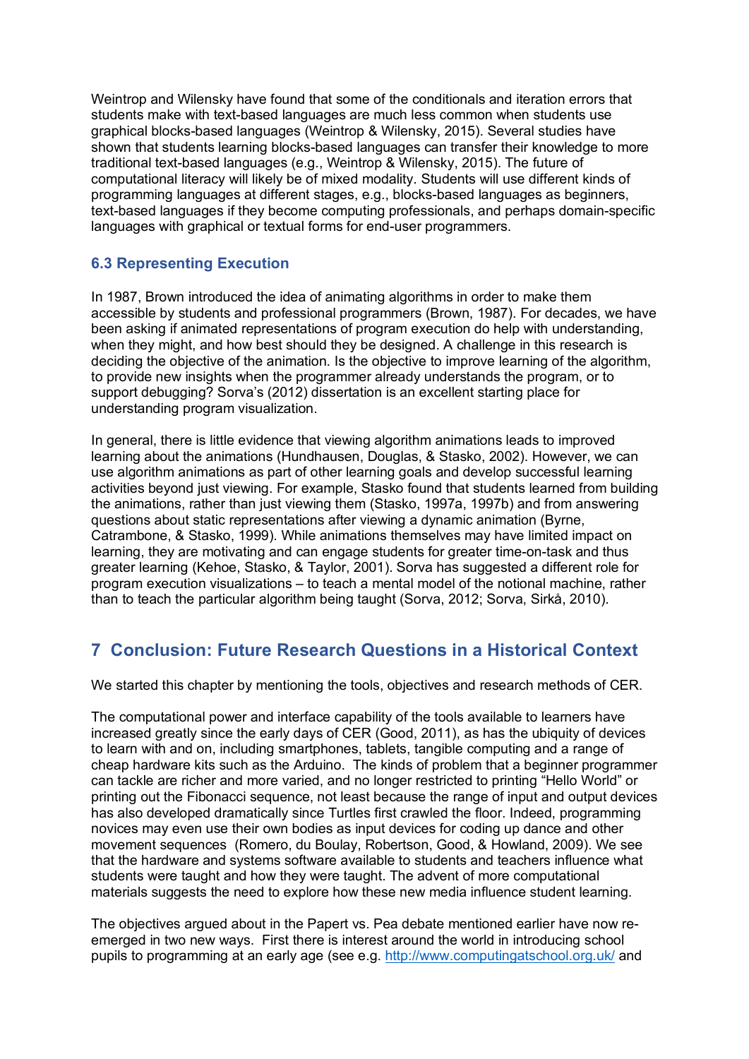Weintrop and Wilensky have found that some of the conditionals and iteration errors that students make with text-based languages are much less common when students use graphical blocks-based languages (Weintrop & Wilensky, 2015). Several studies have shown that students learning blocks-based languages can transfer their knowledge to more traditional text-based languages (e.g., Weintrop & Wilensky, 2015). The future of computational literacy will likely be of mixed modality. Students will use different kinds of programming languages at different stages, e.g., blocks-based languages as beginners, text-based languages if they become computing professionals, and perhaps domain-specific languages with graphical or textual forms for end-user programmers.

### 6.3 Representing Execution

In 1987, Brown introduced the idea of animating algorithms in order to make them accessible by students and professional programmers (Brown, 1987). For decades, we have been asking if animated representations of program execution do help with understanding, when they might, and how best should they be designed. A challenge in this research is deciding the objective of the animation. Is the objective to improve learning of the algorithm, to provide new insights when the programmer already understands the program, or to support debugging? Sorva's (2012) dissertation is an excellent starting place for understanding program visualization.

In general, there is little evidence that viewing algorithm animations leads to improved learning about the animations (Hundhausen, Douglas, & Stasko, 2002). However, we can use algorithm animations as part of other learning goals and develop successful learning activities beyond just viewing. For example, Stasko found that students learned from building the animations, rather than just viewing them (Stasko, 1997a, 1997b) and from answering questions about static representations after viewing a dynamic animation (Byrne, Catrambone, & Stasko, 1999). While animations themselves may have limited impact on learning, they are motivating and can engage students for greater time-on-task and thus greater learning (Kehoe, Stasko, & Taylor, 2001). Sorva has suggested a different role for program execution visualizations – to teach a mental model of the notional machine, rather than to teach the particular algorithm being taught (Sorva, 2012; Sorva, Sirkå, 2010).

## 7 Conclusion: Future Research Questions in a Historical Context

We started this chapter by mentioning the tools, objectives and research methods of CER.

The computational power and interface capability of the tools available to learners have increased greatly since the early days of CER (Good, 2011), as has the ubiquity of devices to learn with and on, including smartphones, tablets, tangible computing and a range of cheap hardware kits such as the Arduino. The kinds of problem that a beginner programmer can tackle are richer and more varied, and no longer restricted to printing "Hello World" or printing out the Fibonacci sequence, not least because the range of input and output devices has also developed dramatically since Turtles first crawled the floor. Indeed, programming novices may even use their own bodies as input devices for coding up dance and other movement sequences (Romero, du Boulay, Robertson, Good, & Howland, 2009). We see that the hardware and systems software available to students and teachers influence what students were taught and how they were taught. The advent of more computational materials suggests the need to explore how these new media influence student learning.

The objectives argued about in the Papert vs. Pea debate mentioned earlier have now re-emerged in two new ways. First there is interest around the world in introducing school pupils to programming at an early age (see e.g. http://www.computingatschool.org.uk/ and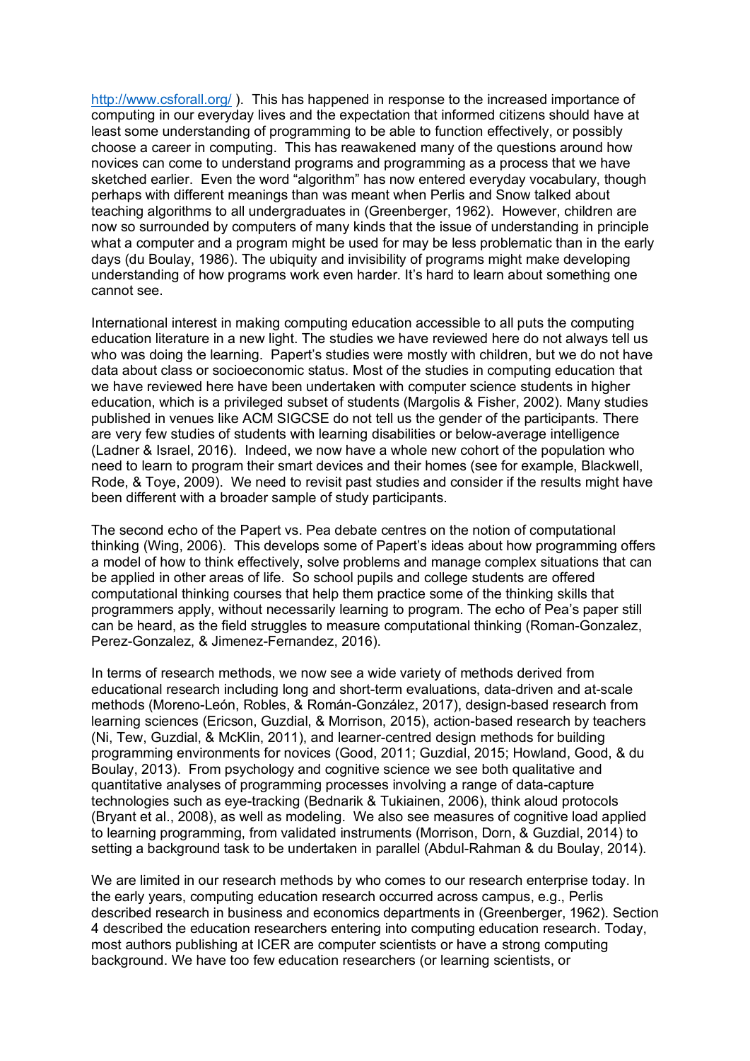http://www.csforall.org/ ). This has happened in response to the increased importance of computing in our everyday lives and the expectation that informed citizens should have at least some understanding of programming to be able to function effectively, or possibly choose a career in computing. This has reawakened many of the questions around how novices can come to understand programs and programming as a process that we have sketched earlier. Even the word "algorithm" has now entered everyday vocabulary, though perhaps with different meanings than was meant when Perlis and Snow talked about teaching algorithms to all undergraduates in (Greenberger, 1962). However, children are now so surrounded by computers of many kinds that the issue of understanding in principle what a computer and a program might be used for may be less problematic than in the early days (du Boulay, 1986). The ubiquity and invisibility of programs might make developing understanding of how programs work even harder. It's hard to learn about something one cannot see.

International interest in making computing education accessible to all puts the computing education literature in a new light. The studies we have reviewed here do not always tell us who was doing the learning. Papert's studies were mostly with children, but we do not have data about class or socioeconomic status. Most of the studies in computing education that we have reviewed here have been undertaken with computer science students in higher education, which is a privileged subset of students (Margolis & Fisher, 2002). Many studies published in venues like ACM SIGCSE do not tell us the gender of the participants. There are very few studies of students with learning disabilities or below-average intelligence (Ladner & Israel, 2016). Indeed, we now have a whole new cohort of the population who need to learn to program their smart devices and their homes (see for example, Blackwell, Rode, & Toye, 2009). We need to revisit past studies and consider if the results might have been different with a broader sample of study participants.

The second echo of the Papert vs. Pea debate centres on the notion of computational thinking (Wing, 2006). This develops some of Papert's ideas about how programming offers a model of how to think effectively, solve problems and manage complex situations that can be applied in other areas of life. So school pupils and college students are offered computational thinking courses that help them practice some of the thinking skills that programmers apply, without necessarily learning to program. The echo of Pea's paper still can be heard, as the field struggles to measure computational thinking (Roman-Gonzalez, Perez-Gonzalez, & Jimenez-Fernandez, 2016).

In terms of research methods, we now see a wide variety of methods derived from educational research including long and short-term evaluations, data-driven and at-scale methods (Moreno-León, Robles, & Román-González, 2017), design-based research from learning sciences (Ericson, Guzdial, & Morrison, 2015), action-based research by teachers (Ni, Tew, Guzdial, & McKlin, 2011), and learner-centred design methods for building programming environments for novices (Good, 2011; Guzdial, 2015; Howland, Good, & du Boulay, 2013). From psychology and cognitive science we see both qualitative and quantitative analyses of programming processes involving a range of data-capture technologies such as eye-tracking (Bednarik & Tukiainen, 2006), think aloud protocols (Bryant et al., 2008), as well as modeling. We also see measures of cognitive load applied to learning programming, from validated instruments (Morrison, Dorn, & Guzdial, 2014) to setting a background task to be undertaken in parallel (Abdul-Rahman & du Boulay, 2014).

We are limited in our research methods by who comes to our research enterprise today. In the early years, computing education research occurred across campus, e.g., Perlis described research in business and economics departments in (Greenberger, 1962). Section 4 described the education researchers entering into computing education research. Today, most authors publishing at ICER are computer scientists or have a strong computing background. We have too few education researchers (or learning scientists, or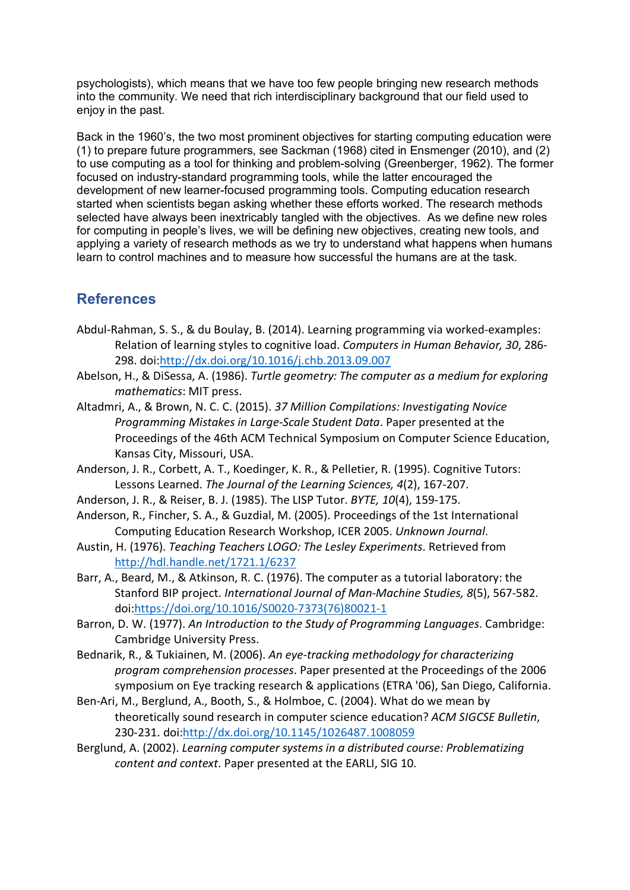psychologists), which means that we have too few people bringing new research methods into the community. We need that rich interdisciplinary background that our field used to enjoy in the past.

Back in the 1960's, the two most prominent objectives for starting computing education were (1) to prepare future programmers, see Sackman (1968) cited in Ensmenger (2010), and (2) to use computing as a tool for thinking and problem-solving (Greenberger, 1962). The former focused on industry-standard programming tools, while the latter encouraged the development of new learner-focused programming tools. Computing education research started when scientists began asking whether these efforts worked. The research methods selected have always been inextricably tangled with the objectives. As we define new roles for computing in people's lives, we will be defining new objectives, creating new tools, and applying a variety of research methods as we try to understand what happens when humans learn to control machines and to measure how successful the humans are at the task.

## References

Abdul-Rahman, S. S., & du Boulay, B. (2014). Learning programming via worked-examples: Relation of learning styles to cognitive load. *Computers in Human Behavior, 30*, 286-298. doi:http://dx.doi.org/10.1016/j.chb.2013.09.007

Abelson, H., & DiSessa, A. (1986). *Turtle geometry: The computer as a medium for exploring mathematics*: MIT press.

Altadmri, A., & Brown, N. C. C. (2015). *37 Million Compilations: Investigating Novice Programming Mistakes in Large-Scale Student Data*. Paper presented at the Proceedings of the 46th ACM Technical Symposium on Computer Science Education, Kansas City, Missouri, USA.

Anderson, J. R., Corbett, A. T., Koedinger, K. R., & Pelletier, R. (1995). Cognitive Tutors: Lessons Learned. *The Journal of the Learning Sciences, 4*(2), 167-207.

Anderson, J. R., & Reiser, B. J. (1985). The LISP Tutor. *BYTE, 10*(4), 159-175.

Anderson, R., Fincher, S. A., & Guzdial, M. (2005). Proceedings of the 1st International Computing Education Research Workshop, ICER 2005. *Unknown Journal*.

Austin, H. (1976). *Teaching Teachers LOGO: The Lesley Experiments*. Retrieved from http://hdl.handle.net/1721.1/6237

Barr, A., Beard, M., & Atkinson, R. C. (1976). The computer as a tutorial laboratory: the Stanford BIP project. *International Journal of Man-Machine Studies, 8*(5), 567-582. doi:https://doi.org/10.1016/S0020-7373(76)80021-1

Barron, D. W. (1977). *An Introduction to the Study of Programming Languages*. Cambridge: Cambridge University Press.

Bednarik, R., & Tukiainen, M. (2006). *An eye-tracking methodology for characterizing program comprehension processes*. Paper presented at the Proceedings of the 2006 symposium on Eye tracking research & applications (ETRA '06), San Diego, California.

Ben-Ari, M., Berglund, A., Booth, S., & Holmboe, C. (2004). What do we mean by theoretically sound research in computer science education? *ACM SIGCSE Bulletin*, 230-231. doi:http://dx.doi.org/10.1145/1026487.1008059

Berglund, A. (2002). *Learning computer systems in a distributed course: Problematizing content and context*. Paper presented at the EARLI, SIG 10.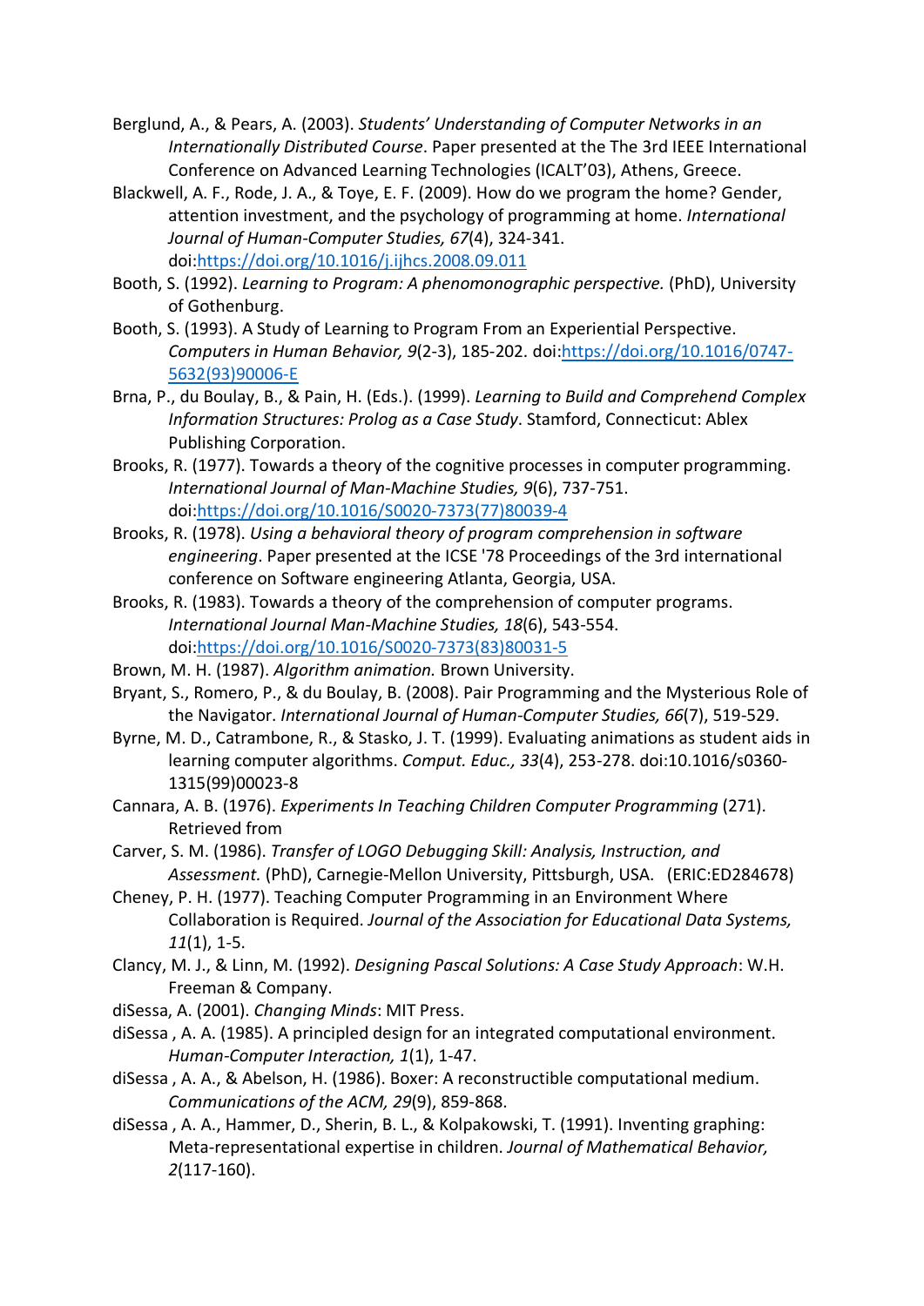Berglund, A., & Pears, A. (2003). *Students' Understanding of Computer Networks in an Internationally Distributed Course*. Paper presented at the The 3rd IEEE International Conference on Advanced Learning Technologies (ICALT'03), Athens, Greece.

Blackwell, A. F., Rode, J. A., & Toye, E. F. (2009). How do we program the home? Gender, attention investment, and the psychology of programming at home. *International Journal of Human-Computer Studies, 67*(4), 324-341. doi:https://doi.org/10.1016/j.ijhcs.2008.09.011

Booth, S. (1992). *Learning to Program: A phenomonographic perspective.* (PhD), University of Gothenburg.

Booth, S. (1993). A Study of Learning to Program From an Experiential Perspective. *Computers in Human Behavior, 9*(2-3), 185-202. doi:https://doi.org/10.1016/0747-5632(93)90006-E

Brna, P., du Boulay, B., & Pain, H. (Eds.). (1999). *Learning to Build and Comprehend Complex Information Structures: Prolog as a Case Study*. Stamford, Connecticut: Ablex Publishing Corporation.

Brooks, R. (1977). Towards a theory of the cognitive processes in computer programming. *International Journal of Man-Machine Studies, 9*(6), 737-751. doi:https://doi.org/10.1016/S0020-7373(77)80039-4

Brooks, R. (1978). *Using a behavioral theory of program comprehension in software engineering*. Paper presented at the ICSE '78 Proceedings of the 3rd international conference on Software engineering Atlanta, Georgia, USA.

Brooks, R. (1983). Towards a theory of the comprehension of computer programs. *International Journal Man-Machine Studies, 18*(6), 543-554. doi:https://doi.org/10.1016/S0020-7373(83)80031-5

Brown, M. H. (1987). *Algorithm animation.* Brown University.

Bryant, S., Romero, P., & du Boulay, B. (2008). Pair Programming and the Mysterious Role of the Navigator. *International Journal of Human-Computer Studies, 66*(7), 519-529.

Byrne, M. D., Catrambone, R., & Stasko, J. T. (1999). Evaluating animations as student aids in learning computer algorithms. *Comput. Educ., 33*(4), 253-278. doi:10.1016/s0360-1315(99)00023-8

Cannara, A. B. (1976). *Experiments In Teaching Children Computer Programming* (271). Retrieved from

Carver, S. M. (1986). *Transfer of LOGO Debugging Skill: Analysis, Instruction, and Assessment.* (PhD), Carnegie-Mellon University, Pittsburgh, USA. (ERIC:ED284678)

Cheney, P. H. (1977). Teaching Computer Programming in an Environment Where Collaboration is Required. *Journal of the Association for Educational Data Systems, 11*(1), 1-5.

Clancy, M. J., & Linn, M. (1992). *Designing Pascal Solutions: A Case Study Approach*: W.H. Freeman & Company.

diSessa, A. (2001). *Changing Minds*: MIT Press.

diSessa , A. A. (1985). A principled design for an integrated computational environment. *Human-Computer Interaction, 1*(1), 1-47.

diSessa , A. A., & Abelson, H. (1986). Boxer: A reconstructible computational medium. *Communications of the ACM, 29*(9), 859-868.

diSessa , A. A., Hammer, D., Sherin, B. L., & Kolpakowski, T. (1991). Inventing graphing: Meta-representational expertise in children. *Journal of Mathematical Behavior, 2*(117-160).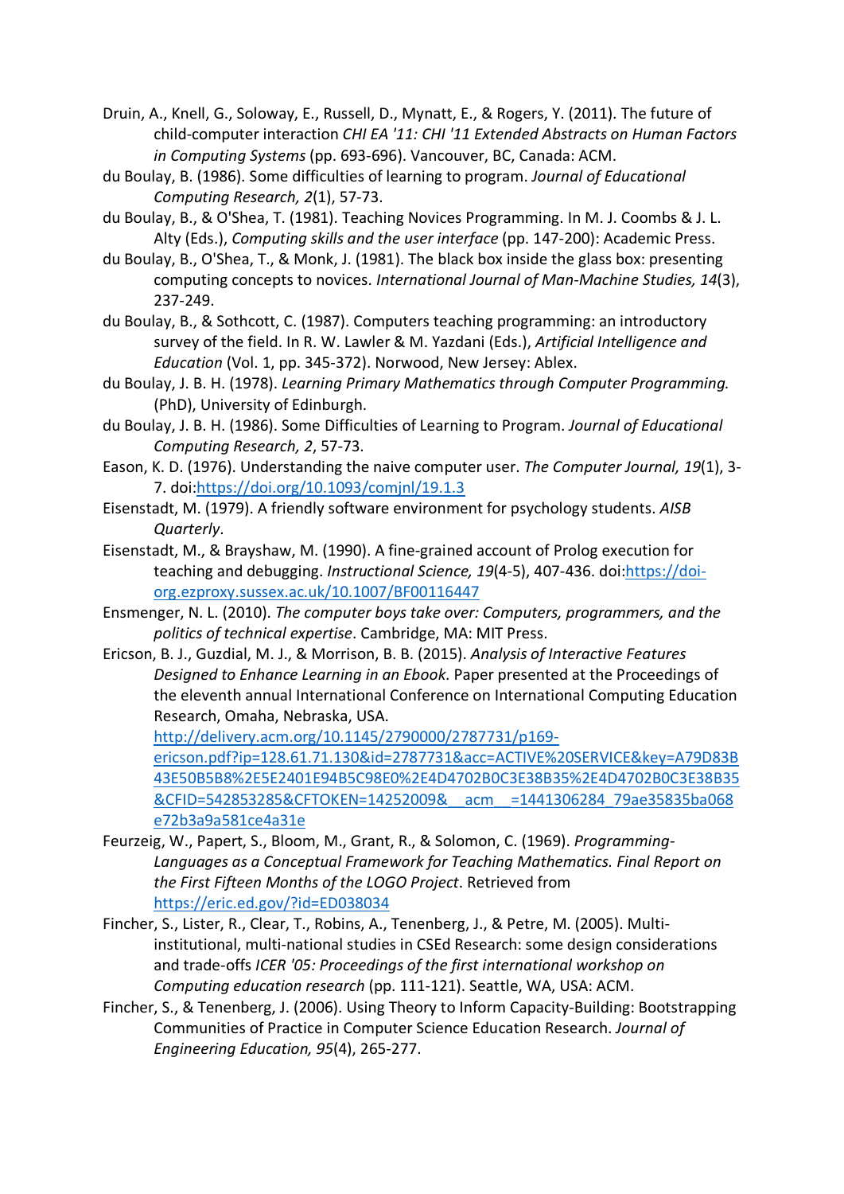Druin, A., Knell, G., Soloway, E., Russell, D., Mynatt, E., & Rogers, Y. (2011). The future of child-computer interaction *CHI EA '11: CHI '11 Extended Abstracts on Human Factors in Computing Systems* (pp. 693-696). Vancouver, BC, Canada: ACM.

du Boulay, B. (1986). Some difficulties of learning to program. *Journal of Educational Computing Research, 2*(1), 57-73.

du Boulay, B., & O'Shea, T. (1981). Teaching Novices Programming. In M. J. Coombs & J. L. Alty (Eds.), *Computing skills and the user interface* (pp. 147-200): Academic Press.

du Boulay, B., O'Shea, T., & Monk, J. (1981). The black box inside the glass box: presenting computing concepts to novices. *International Journal of Man-Machine Studies, 14*(3), 237-249.

du Boulay, B., & Sothcott, C. (1987). Computers teaching programming: an introductory survey of the field. In R. W. Lawler & M. Yazdani (Eds.), *Artificial Intelligence and Education* (Vol. 1, pp. 345-372). Norwood, New Jersey: Ablex.

du Boulay, J. B. H. (1978). *Learning Primary Mathematics through Computer Programming.* (PhD), University of Edinburgh.

du Boulay, J. B. H. (1986). Some Difficulties of Learning to Program. *Journal of Educational Computing Research, 2*, 57-73.

Eason, K. D. (1976). Understanding the naive computer user. *The Computer Journal, 19*(1), 3-7. doi:https://doi.org/10.1093/comjnl/19.1.3

Eisenstadt, M. (1979). A friendly software environment for psychology students. *AISB Quarterly*.

Eisenstadt, M., & Brayshaw, M. (1990). A fine-grained account of Prolog execution for teaching and debugging. *Instructional Science, 19*(4-5), 407-436. doi:https://doi-org.ezproxy.sussex.ac.uk/10.1007/BF00116447

Ensmenger, N. L. (2010). *The computer boys take over: Computers, programmers, and the politics of technical expertise*. Cambridge, MA: MIT Press.

Ericson, B. J., Guzdial, M. J., & Morrison, B. B. (2015). *Analysis of Interactive Features Designed to Enhance Learning in an Ebook.* Paper presented at the Proceedings of the eleventh annual International Conference on International Computing Education Research, Omaha, Nebraska, USA. http://delivery.acm.org/10.1145/2790000/2787731/p169-ericson.pdf?ip=128.61.71.130&id=2787731&acc=ACTIVE%20SERVICE&key=A79D83B43E50B5B8%2E5E2401E94B5C98E0%2E4D4702B0C3E38B35%2E4D4702B0C3E38B35&CFID=542853285&CFTOKEN=14252009&__acm__=1441306284_79ae35835ba068e72b3a9a581ce4a31e

Feurzeig, W., Papert, S., Bloom, M., Grant, R., & Solomon, C. (1969). *Programming-Languages as a Conceptual Framework for Teaching Mathematics. Final Report on the First Fifteen Months of the LOGO Project*. Retrieved from https://eric.ed.gov/?id=ED038034

Fincher, S., Lister, R., Clear, T., Robins, A., Tenenberg, J., & Petre, M. (2005). Multi-institutional, multi-national studies in CSEd Research: some design considerations and trade-offs *ICER '05: Proceedings of the first international workshop on Computing education research* (pp. 111-121). Seattle, WA, USA: ACM.

Fincher, S., & Tenenberg, J. (2006). Using Theory to Inform Capacity-Building: Bootstrapping Communities of Practice in Computer Science Education Research. *Journal of Engineering Education, 95*(4), 265-277.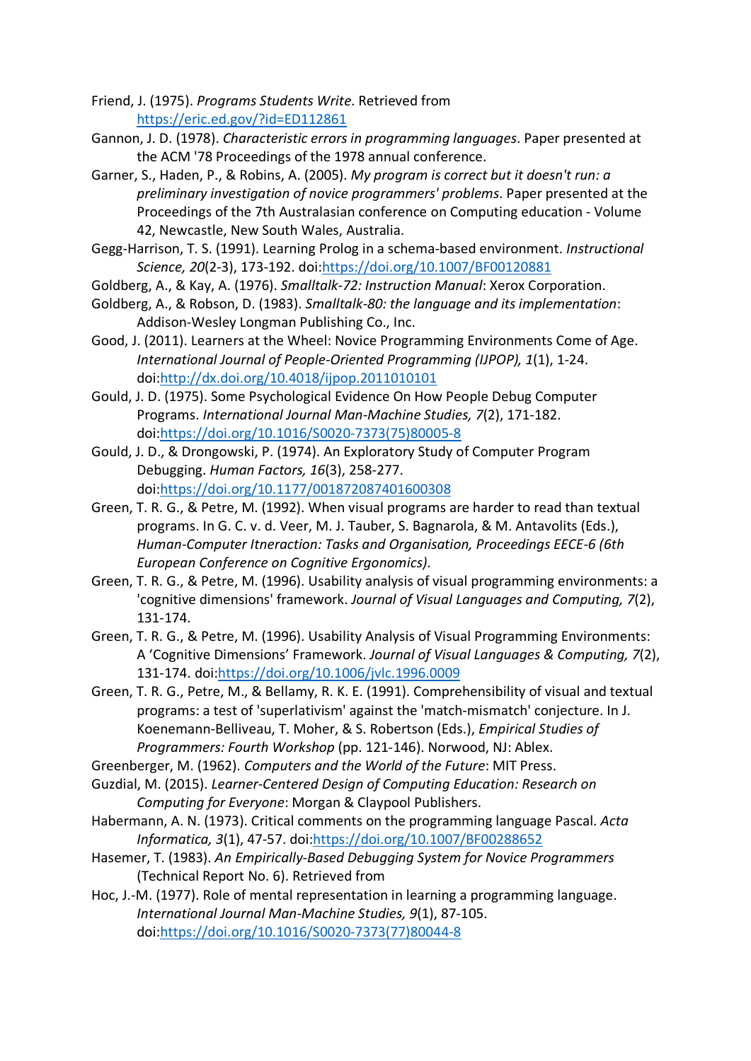Friend, J. (1975). *Programs Students Write*. Retrieved from https://eric.ed.gov/?id=ED112861

Gannon, J. D. (1978). *Characteristic errors in programming languages*. Paper presented at the ACM '78 Proceedings of the 1978 annual conference.

Garner, S., Haden, P., & Robins, A. (2005). *My program is correct but it doesn't run: a preliminary investigation of novice programmers' problems*. Paper presented at the Proceedings of the 7th Australasian conference on Computing education - Volume 42, Newcastle, New South Wales, Australia.

Gegg-Harrison, T. S. (1991). Learning Prolog in a schema-based environment. *Instructional Science, 20*(2-3), 173-192. doi:https://doi.org/10.1007/BF00120881

Goldberg, A., & Kay, A. (1976). *Smalltalk-72: Instruction Manual*: Xerox Corporation.

Goldberg, A., & Robson, D. (1983). *Smalltalk-80: the language and its implementation*: Addison-Wesley Longman Publishing Co., Inc.

Good, J. (2011). Learners at the Wheel: Novice Programming Environments Come of Age. *International Journal of People-Oriented Programming (IJPOP), 1*(1), 1-24. doi:http://dx.doi.org/10.4018/ijpop.2011010101

Gould, J. D. (1975). Some Psychological Evidence On How People Debug Computer Programs. *International Journal Man-Machine Studies, 7*(2), 171-182. doi:https://doi.org/10.1016/S0020-7373(75)80005-8

Gould, J. D., & Drongowski, P. (1974). An Exploratory Study of Computer Program Debugging. *Human Factors, 16*(3), 258-277. doi:https://doi.org/10.1177/001872087401600308

Green, T. R. G., & Petre, M. (1992). When visual programs are harder to read than textual programs. In G. C. v. d. Veer, M. J. Tauber, S. Bagnarola, & M. Antavolits (Eds.), *Human-Computer Itneraction: Tasks and Organisation, Proceedings EECE-6 (6th European Conference on Cognitive Ergonomics).*

Green, T. R. G., & Petre, M. (1996). Usability analysis of visual programming environments: a 'cognitive dimensions' framework. *Journal of Visual Languages and Computing, 7*(2), 131-174.

Green, T. R. G., & Petre, M. (1996). Usability Analysis of Visual Programming Environments: A 'Cognitive Dimensions' Framework. *Journal of Visual Languages & Computing, 7*(2), 131-174. doi:https://doi.org/10.1006/jvlc.1996.0009

Green, T. R. G., Petre, M., & Bellamy, R. K. E. (1991). Comprehensibility of visual and textual programs: a test of 'superlativism' against the 'match-mismatch' conjecture. In J. Koenemann-Belliveau, T. Moher, & S. Robertson (Eds.), *Empirical Studies of Programmers: Fourth Workshop* (pp. 121-146). Norwood, NJ: Ablex.

Greenberger, M. (1962). *Computers and the World of the Future*: MIT Press.

Guzdial, M. (2015). *Learner-Centered Design of Computing Education: Research on Computing for Everyone*: Morgan & Claypool Publishers.

Habermann, A. N. (1973). Critical comments on the programming language Pascal. *Acta Informatica, 3*(1), 47-57. doi:https://doi.org/10.1007/BF00288652

Hasemer, T. (1983). *An Empirically-Based Debugging System for Novice Programmers* (Technical Report No. 6). Retrieved from

Hoc, J.-M. (1977). Role of mental representation in learning a programming language. *International Journal Man-Machine Studies, 9*(1), 87-105. doi:https://doi.org/10.1016/S0020-7373(77)80044-8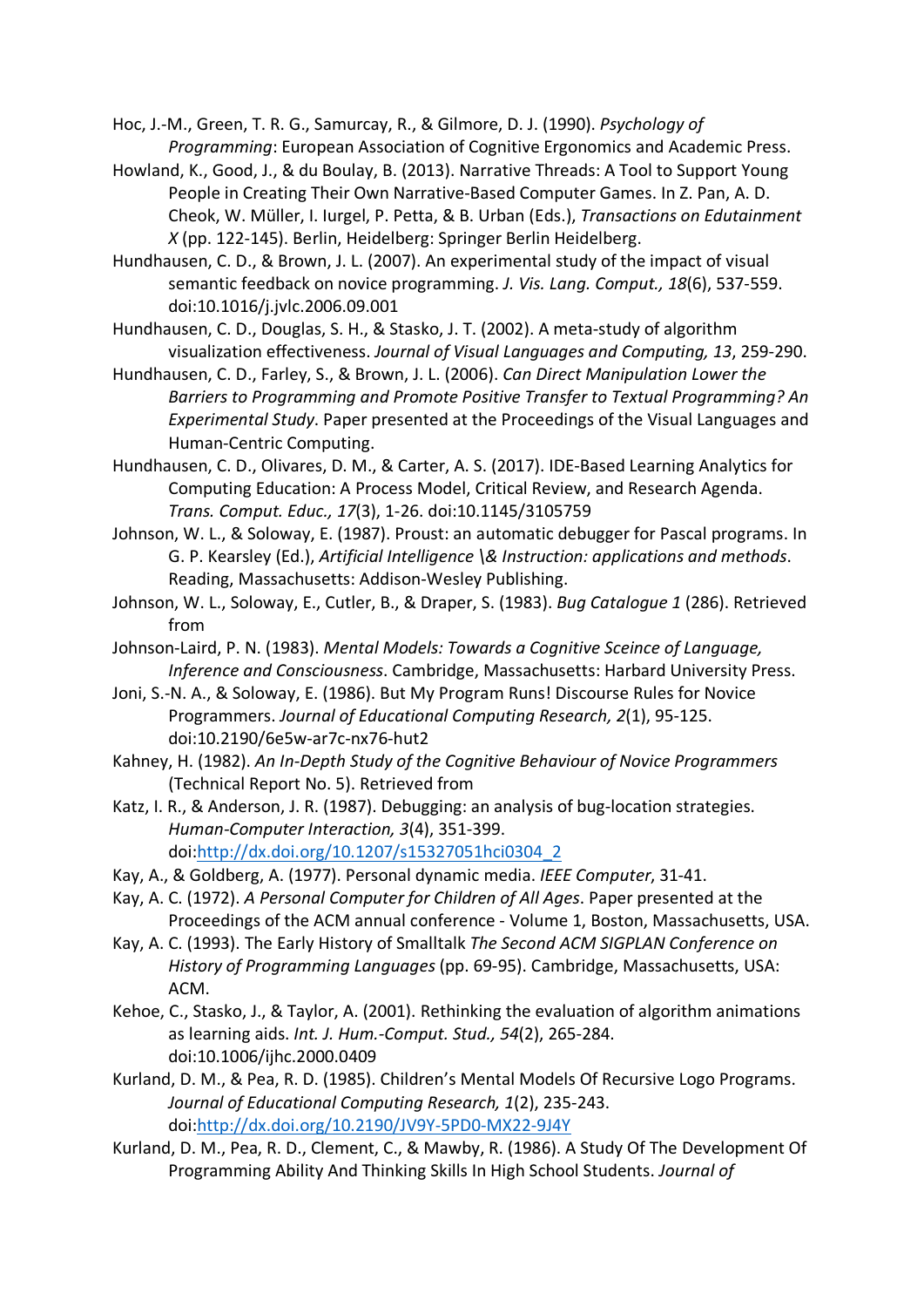Hoc, J.-M., Green, T. R. G., Samurcay, R., & Gilmore, D. J. (1990). *Psychology of Programming*: European Association of Cognitive Ergonomics and Academic Press.

Howland, K., Good, J., & du Boulay, B. (2013). Narrative Threads: A Tool to Support Young People in Creating Their Own Narrative-Based Computer Games. In Z. Pan, A. D. Cheok, W. Müller, I. Iurgel, P. Petta, & B. Urban (Eds.), *Transactions on Edutainment X* (pp. 122-145). Berlin, Heidelberg: Springer Berlin Heidelberg.

Hundhausen, C. D., & Brown, J. L. (2007). An experimental study of the impact of visual semantic feedback on novice programming. *J. Vis. Lang. Comput., 18*(6), 537-559. doi:10.1016/j.jvlc.2006.09.001

Hundhausen, C. D., Douglas, S. H., & Stasko, J. T. (2002). A meta-study of algorithm visualization effectiveness. *Journal of Visual Languages and Computing, 13*, 259-290.

Hundhausen, C. D., Farley, S., & Brown, J. L. (2006). *Can Direct Manipulation Lower the Barriers to Programming and Promote Positive Transfer to Textual Programming? An Experimental Study*. Paper presented at the Proceedings of the Visual Languages and Human-Centric Computing.

Hundhausen, C. D., Olivares, D. M., & Carter, A. S. (2017). IDE-Based Learning Analytics for Computing Education: A Process Model, Critical Review, and Research Agenda. *Trans. Comput. Educ., 17*(3), 1-26. doi:10.1145/3105759

Johnson, W. L., & Soloway, E. (1987). Proust: an automatic debugger for Pascal programs. In G. P. Kearsley (Ed.), *Artificial Intelligence \& Instruction: applications and methods*. Reading, Massachusetts: Addison-Wesley Publishing.

Johnson, W. L., Soloway, E., Cutler, B., & Draper, S. (1983). *Bug Catalogue 1* (286). Retrieved from

Johnson-Laird, P. N. (1983). *Mental Models: Towards a Cognitive Sceince of Language, Inference and Consciousness*. Cambridge, Massachusetts: Harbard University Press.

Joni, S.-N. A., & Soloway, E. (1986). But My Program Runs! Discourse Rules for Novice Programmers. *Journal of Educational Computing Research, 2*(1), 95-125. doi:10.2190/6e5w-ar7c-nx76-hut2

Kahney, H. (1982). *An In-Depth Study of the Cognitive Behaviour of Novice Programmers* (Technical Report No. 5). Retrieved from

Katz, I. R., & Anderson, J. R. (1987). Debugging: an analysis of bug-location strategies. *Human-Computer Interaction, 3*(4), 351-399. doi:http://dx.doi.org/10.1207/s15327051hci0304_2

Kay, A., & Goldberg, A. (1977). Personal dynamic media. *IEEE Computer*, 31-41.

Kay, A. C. (1972). *A Personal Computer for Children of All Ages*. Paper presented at the Proceedings of the ACM annual conference - Volume 1, Boston, Massachusetts, USA.

Kay, A. C. (1993). The Early History of Smalltalk *The Second ACM SIGPLAN Conference on History of Programming Languages* (pp. 69-95). Cambridge, Massachusetts, USA: ACM.

Kehoe, C., Stasko, J., & Taylor, A. (2001). Rethinking the evaluation of algorithm animations as learning aids. *Int. J. Hum.-Comput. Stud., 54*(2), 265-284. doi:10.1006/ijhc.2000.0409

Kurland, D. M., & Pea, R. D. (1985). Children's Mental Models Of Recursive Logo Programs. *Journal of Educational Computing Research, 1*(2), 235-243. doi:http://dx.doi.org/10.2190/JV9Y-5PD0-MX22-9J4Y

Kurland, D. M., Pea, R. D., Clement, C., & Mawby, R. (1986). A Study Of The Development Of Programming Ability And Thinking Skills In High School Students. *Journal of*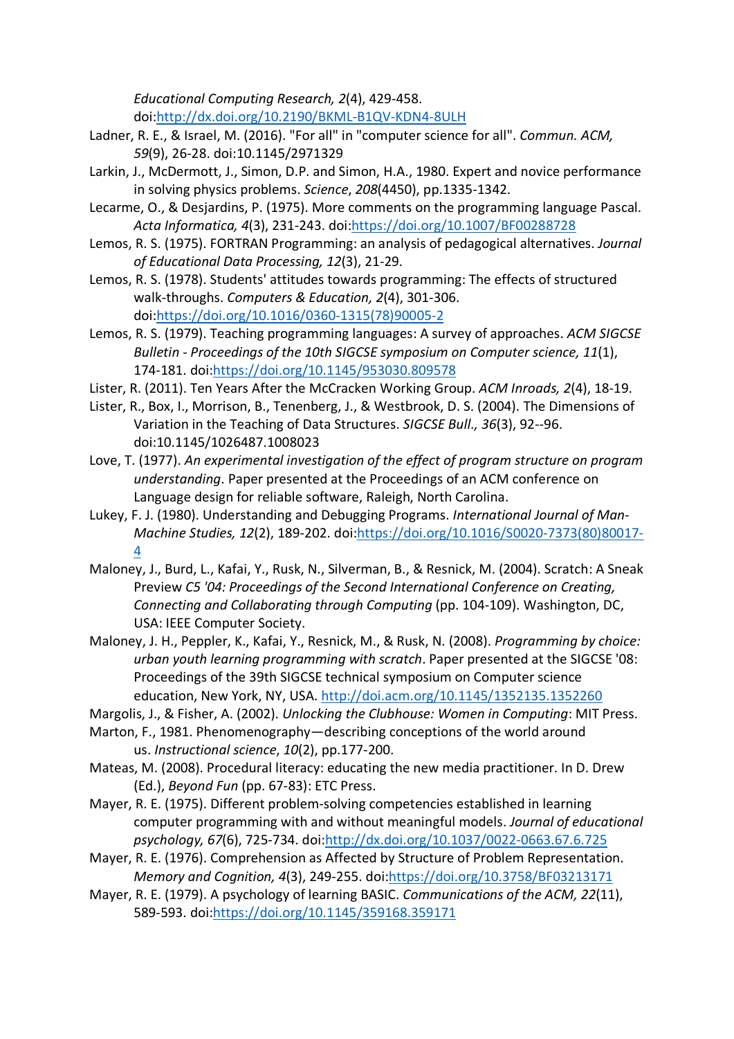*Educational Computing Research, 2*(4), 429-458. doi:http://dx.doi.org/10.2190/BKML-B1QV-KDN4-8ULH

Ladner, R. E., & Israel, M. (2016). "For all" in "computer science for all". *Commun. ACM, 59*(9), 26-28. doi:10.1145/2971329

Larkin, J., McDermott, J., Simon, D.P. and Simon, H.A., 1980. Expert and novice performance in solving physics problems. *Science*, *208*(4450), pp.1335-1342.

Lecarme, O., & Desjardins, P. (1975). More comments on the programming language Pascal. *Acta Informatica, 4*(3), 231-243. doi:https://doi.org/10.1007/BF00288728

Lemos, R. S. (1975). FORTRAN Programming: an analysis of pedagogical alternatives. *Journal of Educational Data Processing, 12*(3), 21-29.

Lemos, R. S. (1978). Students' attitudes towards programming: The effects of structured walk-throughs. *Computers & Education, 2*(4), 301-306. doi:https://doi.org/10.1016/0360-1315(78)90005-2

Lemos, R. S. (1979). Teaching programming languages: A survey of approaches. *ACM SIGCSE Bulletin - Proceedings of the 10th SIGCSE symposium on Computer science, 11*(1), 174-181. doi:https://doi.org/10.1145/953030.809578

Lister, R. (2011). Ten Years After the McCracken Working Group. *ACM Inroads, 2*(4), 18-19.

Lister, R., Box, I., Morrison, B., Tenenberg, J., & Westbrook, D. S. (2004). The Dimensions of Variation in the Teaching of Data Structures. *SIGCSE Bull., 36*(3), 92--96. doi:10.1145/1026487.1008023

Love, T. (1977). *An experimental investigation of the effect of program structure on program understanding*. Paper presented at the Proceedings of an ACM conference on Language design for reliable software, Raleigh, North Carolina.

Lukey, F. J. (1980). Understanding and Debugging Programs. *International Journal of Man-Machine Studies, 12*(2), 189-202. doi:https://doi.org/10.1016/S0020-7373(80)80017-4

Maloney, J., Burd, L., Kafai, Y., Rusk, N., Silverman, B., & Resnick, M. (2004). Scratch: A Sneak Preview *C5 '04: Proceedings of the Second International Conference on Creating, Connecting and Collaborating through Computing* (pp. 104-109). Washington, DC, USA: IEEE Computer Society.

Maloney, J. H., Peppler, K., Kafai, Y., Resnick, M., & Rusk, N. (2008). *Programming by choice: urban youth learning programming with scratch*. Paper presented at the SIGCSE '08: Proceedings of the 39th SIGCSE technical symposium on Computer science education, New York, NY, USA. http://doi.acm.org/10.1145/1352135.1352260

Margolis, J., & Fisher, A. (2002). *Unlocking the Clubhouse: Women in Computing*: MIT Press.

Marton, F., 1981. Phenomenography—describing conceptions of the world around us. *Instructional science*, *10*(2), pp.177-200.

Mateas, M. (2008). Procedural literacy: educating the new media practitioner. In D. Drew (Ed.), *Beyond Fun* (pp. 67-83): ETC Press.

Mayer, R. E. (1975). Different problem-solving competencies established in learning computer programming with and without meaningful models. *Journal of educational psychology, 67*(6), 725-734. doi:http://dx.doi.org/10.1037/0022-0663.67.6.725

Mayer, R. E. (1976). Comprehension as Affected by Structure of Problem Representation. *Memory and Cognition, 4*(3), 249-255. doi:https://doi.org/10.3758/BF03213171

Mayer, R. E. (1979). A psychology of learning BASIC. *Communications of the ACM, 22*(11), 589-593. doi:https://doi.org/10.1145/359168.359171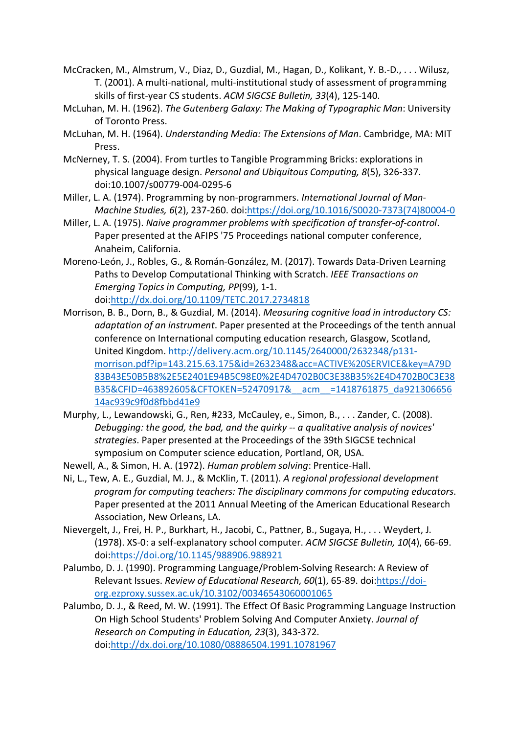McCracken, M., Almstrum, V., Diaz, D., Guzdial, M., Hagan, D., Kolikant, Y. B.-D., . . . Wilusz, T. (2001). A multi-national, multi-institutional study of assessment of programming skills of first-year CS students. *ACM SIGCSE Bulletin, 33*(4), 125-140.

McLuhan, M. H. (1962). *The Gutenberg Galaxy: The Making of Typographic Man*: University of Toronto Press.

McLuhan, M. H. (1964). *Understanding Media: The Extensions of Man*. Cambridge, MA: MIT Press.

McNerney, T. S. (2004). From turtles to Tangible Programming Bricks: explorations in physical language design. *Personal and Ubiquitous Computing, 8*(5), 326-337. doi:10.1007/s00779-004-0295-6

Miller, L. A. (1974). Programming by non-programmers. *International Journal of Man-Machine Studies, 6*(2), 237-260. doi:https://doi.org/10.1016/S0020-7373(74)80004-0

Miller, L. A. (1975). *Naive programmer problems with specification of transfer-of-control*. Paper presented at the AFIPS '75 Proceedings national computer conference, Anaheim, California.

Moreno-León, J., Robles, G., & Román-González, M. (2017). Towards Data-Driven Learning Paths to Develop Computational Thinking with Scratch. *IEEE Transactions on Emerging Topics in Computing, PP*(99), 1-1. doi:http://dx.doi.org/10.1109/TETC.2017.2734818

Morrison, B. B., Dorn, B., & Guzdial, M. (2014). *Measuring cognitive load in introductory CS: adaptation of an instrument*. Paper presented at the Proceedings of the tenth annual conference on International computing education research, Glasgow, Scotland, United Kingdom. http://delivery.acm.org/10.1145/2640000/2632348/p131-morrison.pdf?ip=143.215.63.175&id=2632348&acc=ACTIVE%20SERVICE&key=A79D83B43E50B5B8%2E5E2401E94B5C98E0%2E4D4702B0C3E38B35%2E4D4702B0C3E38B35&CFID=463892605&CFTOKEN=52470917&__acm__=1418761875_da92130665614ac939c9f0d8fbbd41e9

Murphy, L., Lewandowski, G., Ren, #233, McCauley, e., Simon, B., . . . Zander, C. (2008). *Debugging: the good, the bad, and the quirky -- a qualitative analysis of novices' strategies*. Paper presented at the Proceedings of the 39th SIGCSE technical symposium on Computer science education, Portland, OR, USA.

Newell, A., & Simon, H. A. (1972). *Human problem solving*: Prentice-Hall.

Ni, L., Tew, A. E., Guzdial, M. J., & McKlin, T. (2011). *A regional professional development program for computing teachers: The disciplinary commons for computing educators*. Paper presented at the 2011 Annual Meeting of the American Educational Research Association, New Orleans, LA.

Nievergelt, J., Frei, H. P., Burkhart, H., Jacobi, C., Pattner, B., Sugaya, H., . . . Weydert, J. (1978). XS-0: a self-explanatory school computer. *ACM SIGCSE Bulletin, 10*(4), 66-69. doi:https://doi.org/10.1145/988906.988921

Palumbo, D. J. (1990). Programming Language/Problem-Solving Research: A Review of Relevant Issues. *Review of Educational Research, 60*(1), 65-89. doi:https://doi-org.ezproxy.sussex.ac.uk/10.3102/00346543060001065

Palumbo, D. J., & Reed, M. W. (1991). The Effect Of Basic Programming Language Instruction On High School Students' Problem Solving And Computer Anxiety. *Journal of Research on Computing in Education, 23*(3), 343-372. doi:http://dx.doi.org/10.1080/08886504.1991.10781967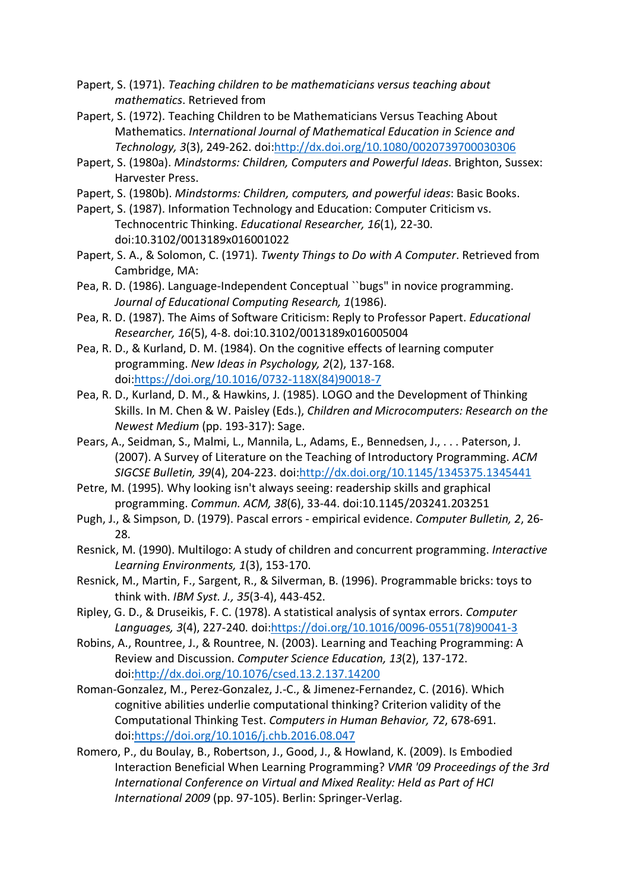Papert, S. (1971). *Teaching children to be mathematicians versus teaching about mathematics*. Retrieved from

Papert, S. (1972). Teaching Children to be Mathematicians Versus Teaching About Mathematics. *International Journal of Mathematical Education in Science and Technology, 3*(3), 249-262. doi:http://dx.doi.org/10.1080/0020739700030306

Papert, S. (1980a). *Mindstorms: Children, Computers and Powerful Ideas*. Brighton, Sussex: Harvester Press.

Papert, S. (1980b). *Mindstorms: Children, computers, and powerful ideas*: Basic Books.

Papert, S. (1987). Information Technology and Education: Computer Criticism vs. Technocentric Thinking. *Educational Researcher, 16*(1), 22-30. doi:10.3102/0013189x016001022

Papert, S. A., & Solomon, C. (1971). *Twenty Things to Do with A Computer*. Retrieved from Cambridge, MA:

Pea, R. D. (1986). Language-Independent Conceptual ``bugs" in novice programming. *Journal of Educational Computing Research, 1*(1986).

Pea, R. D. (1987). The Aims of Software Criticism: Reply to Professor Papert. *Educational Researcher, 16*(5), 4-8. doi:10.3102/0013189x016005004

Pea, R. D., & Kurland, D. M. (1984). On the cognitive effects of learning computer programming. *New Ideas in Psychology, 2*(2), 137-168. doi:https://doi.org/10.1016/0732-118X(84)90018-7

Pea, R. D., Kurland, D. M., & Hawkins, J. (1985). LOGO and the Development of Thinking Skills. In M. Chen & W. Paisley (Eds.), *Children and Microcomputers: Research on the Newest Medium* (pp. 193-317): Sage.

Pears, A., Seidman, S., Malmi, L., Mannila, L., Adams, E., Bennedsen, J., . . . Paterson, J. (2007). A Survey of Literature on the Teaching of Introductory Programming. *ACM SIGCSE Bulletin, 39*(4), 204-223. doi:http://dx.doi.org/10.1145/1345375.1345441

Petre, M. (1995). Why looking isn't always seeing: readership skills and graphical programming. *Commun. ACM, 38*(6), 33-44. doi:10.1145/203241.203251

Pugh, J., & Simpson, D. (1979). Pascal errors - empirical evidence. *Computer Bulletin, 2*, 26-28.

Resnick, M. (1990). Multilogo: A study of children and concurrent programming. *Interactive Learning Environments, 1*(3), 153-170.

Resnick, M., Martin, F., Sargent, R., & Silverman, B. (1996). Programmable bricks: toys to think with. *IBM Syst. J., 35*(3-4), 443-452.

Ripley, G. D., & Druseikis, F. C. (1978). A statistical analysis of syntax errors. *Computer Languages, 3*(4), 227-240. doi:https://doi.org/10.1016/0096-0551(78)90041-3

Robins, A., Rountree, J., & Rountree, N. (2003). Learning and Teaching Programming: A Review and Discussion. *Computer Science Education, 13*(2), 137-172. doi:http://dx.doi.org/10.1076/csed.13.2.137.14200

Roman-Gonzalez, M., Perez-Gonzalez, J.-C., & Jimenez-Fernandez, C. (2016). Which cognitive abilities underlie computational thinking? Criterion validity of the Computational Thinking Test. *Computers in Human Behavior, 72*, 678-691. doi:https://doi.org/10.1016/j.chb.2016.08.047

Romero, P., du Boulay, B., Robertson, J., Good, J., & Howland, K. (2009). Is Embodied Interaction Beneficial When Learning Programming? *VMR '09 Proceedings of the 3rd International Conference on Virtual and Mixed Reality: Held as Part of HCI International 2009* (pp. 97-105). Berlin: Springer-Verlag.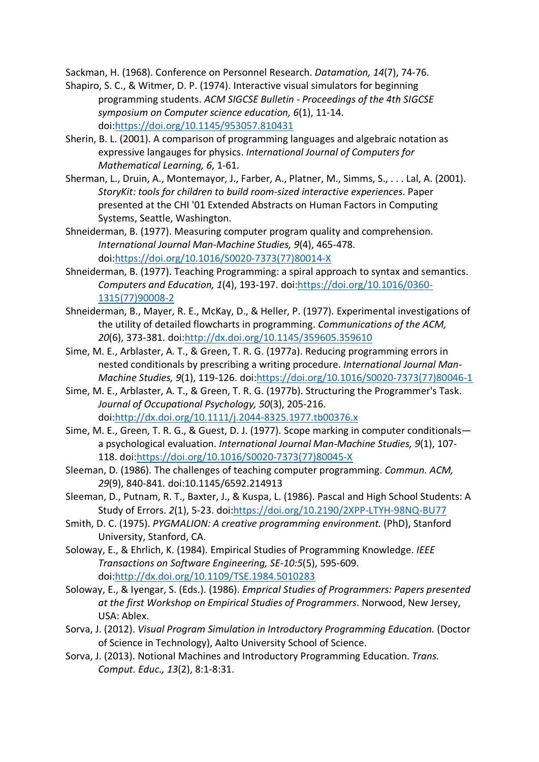Sackman, H. (1968). Conference on Personnel Research. *Datamation, 14*(7), 74-76.

Shapiro, S. C., & Witmer, D. P. (1974). Interactive visual simulators for beginning programming students. *ACM SIGCSE Bulletin - Proceedings of the 4th SIGCSE symposium on Computer science education, 6*(1), 11-14. doi:https://doi.org/10.1145/953057.810431

Sherin, B. L. (2001). A comparison of programming languages and algebraic notation as expressive langauges for physics. *International Journal of Computers for Mathematical Learning, 6*, 1-61.

Sherman, L., Druin, A., Montemayor, J., Farber, A., Platner, M., Simms, S., . . . Lal, A. (2001). *StoryKit: tools for children to build room-sized interactive experiences*. Paper presented at the CHI '01 Extended Abstracts on Human Factors in Computing Systems, Seattle, Washington.

Shneiderman, B. (1977). Measuring computer program quality and comprehension. *International Journal Man-Machine Studies, 9*(4), 465-478. doi:https://doi.org/10.1016/S0020-7373(77)80014-X

Shneiderman, B. (1977). Teaching Programming: a spiral approach to syntax and semantics. *Computers and Education, 1*(4), 193-197. doi:https://doi.org/10.1016/0360-1315(77)90008-2

Shneiderman, B., Mayer, R. E., McKay, D., & Heller, P. (1977). Experimental investigations of the utility of detailed flowcharts in programming. *Communications of the ACM, 20*(6), 373-381. doi:http://dx.doi.org/10.1145/359605.359610

Sime, M. E., Arblaster, A. T., & Green, T. R. G. (1977a). Reducing programming errors in nested conditionals by prescribing a writing procedure. *International Journal Man-Machine Studies, 9*(1), 119-126. doi:https://doi.org/10.1016/S0020-7373(77)80046-1

Sime, M. E., Arblaster, A. T., & Green, T. R. G. (1977b). Structuring the Programmer's Task. *Journal of Occupational Psychology, 50*(3), 205-216. doi:http://dx.doi.org/10.1111/j.2044-8325.1977.tb00376.x

Sime, M. E., Green, T. R. G., & Guest, D. J. (1977). Scope marking in computer conditionals—a psychological evaluation. *International Journal Man-Machine Studies, 9*(1), 107-118. doi:https://doi.org/10.1016/S0020-7373(77)80045-X

Sleeman, D. (1986). The challenges of teaching computer programming. *Commun. ACM, 29*(9), 840-841. doi:10.1145/6592.214913

Sleeman, D., Putnam, R. T., Baxter, J., & Kuspa, L. (1986). Pascal and High School Students: A Study of Errors. *2*(1), 5-23. doi:https://doi.org/10.2190/2XPP-LTYH-98NQ-BU77

Smith, D. C. (1975). *PYGMALION: A creative programming environment.* (PhD), Stanford University, Stanford, CA.

Soloway, E., & Ehrlich, K. (1984). Empirical Studies of Programming Knowledge. *IEEE Transactions on Software Engineering, SE-10:5*(5), 595-609. doi:http://dx.doi.org/10.1109/TSE.1984.5010283

Soloway, E., & Iyengar, S. (Eds.). (1986). *Emprical Studies of Programmers: Papers presented at the first Workshop on Empirical Studies of Programmers*. Norwood, New Jersey, USA: Ablex.

Sorva, J. (2012). *Visual Program Simulation in Introductory Programming Education.* (Doctor of Science in Technology), Aalto University School of Science.

Sorva, J. (2013). Notional Machines and Introductory Programming Education. *Trans. Comput. Educ., 13*(2), 8:1-8:31.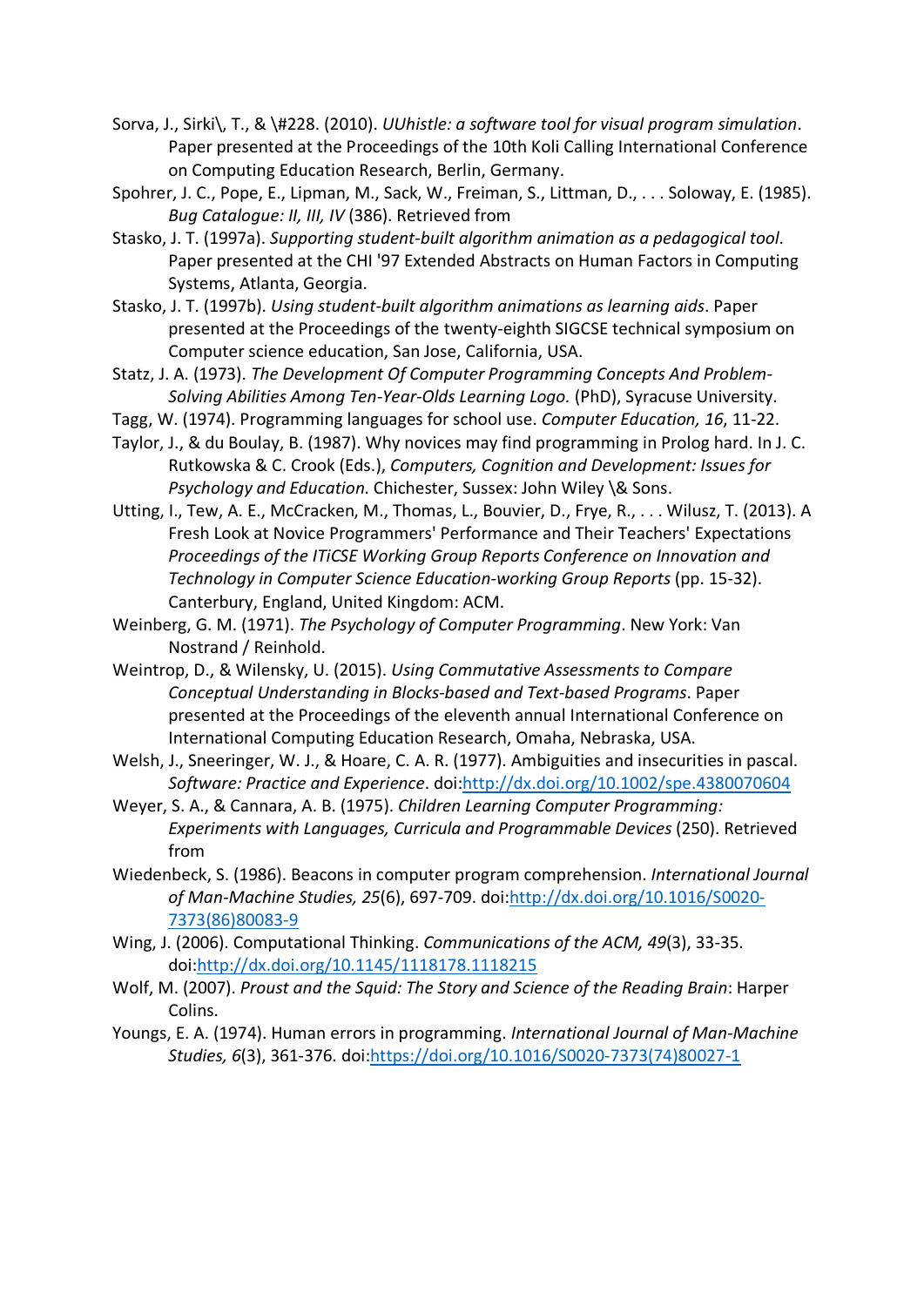Sorva, J., Sirki\, T., & \#228. (2010). *UUhistle: a software tool for visual program simulation*. Paper presented at the Proceedings of the 10th Koli Calling International Conference on Computing Education Research, Berlin, Germany.

Spohrer, J. C., Pope, E., Lipman, M., Sack, W., Freiman, S., Littman, D., . . . Soloway, E. (1985). *Bug Catalogue: II, III, IV* (386). Retrieved from

Stasko, J. T. (1997a). *Supporting student-built algorithm animation as a pedagogical tool*. Paper presented at the CHI '97 Extended Abstracts on Human Factors in Computing Systems, Atlanta, Georgia.

Stasko, J. T. (1997b). *Using student-built algorithm animations as learning aids*. Paper presented at the Proceedings of the twenty-eighth SIGCSE technical symposium on Computer science education, San Jose, California, USA.

Statz, J. A. (1973). *The Development Of Computer Programming Concepts And Problem-Solving Abilities Among Ten-Year-Olds Learning Logo.* (PhD), Syracuse University.

Tagg, W. (1974). Programming languages for school use. *Computer Education, 16*, 11-22.

Taylor, J., & du Boulay, B. (1987). Why novices may find programming in Prolog hard. In J. C. Rutkowska & C. Crook (Eds.), *Computers, Cognition and Development: Issues for Psychology and Education*. Chichester, Sussex: John Wiley \& Sons.

Utting, I., Tew, A. E., McCracken, M., Thomas, L., Bouvier, D., Frye, R., . . . Wilusz, T. (2013). A Fresh Look at Novice Programmers' Performance and Their Teachers' Expectations *Proceedings of the ITiCSE Working Group Reports Conference on Innovation and Technology in Computer Science Education-working Group Reports* (pp. 15-32). Canterbury, England, United Kingdom: ACM.

Weinberg, G. M. (1971). *The Psychology of Computer Programming*. New York: Van Nostrand / Reinhold.

Weintrop, D., & Wilensky, U. (2015). *Using Commutative Assessments to Compare Conceptual Understanding in Blocks-based and Text-based Programs*. Paper presented at the Proceedings of the eleventh annual International Conference on International Computing Education Research, Omaha, Nebraska, USA.

Welsh, J., Sneeringer, W. J., & Hoare, C. A. R. (1977). Ambiguities and insecurities in pascal. *Software: Practice and Experience*. doi:http://dx.doi.org/10.1002/spe.4380070604

Weyer, S. A., & Cannara, A. B. (1975). *Children Learning Computer Programming: Experiments with Languages, Curricula and Programmable Devices* (250). Retrieved from

Wiedenbeck, S. (1986). Beacons in computer program comprehension. *International Journal of Man-Machine Studies, 25*(6), 697-709. doi:http://dx.doi.org/10.1016/S0020-7373(86)80083-9

Wing, J. (2006). Computational Thinking. *Communications of the ACM, 49*(3), 33-35. doi:http://dx.doi.org/10.1145/1118178.1118215

Wolf, M. (2007). *Proust and the Squid: The Story and Science of the Reading Brain*: Harper Colins.

Youngs, E. A. (1974). Human errors in programming. *International Journal of Man-Machine Studies, 6*(3), 361-376. doi:https://doi.org/10.1016/S0020-7373(74)80027-1